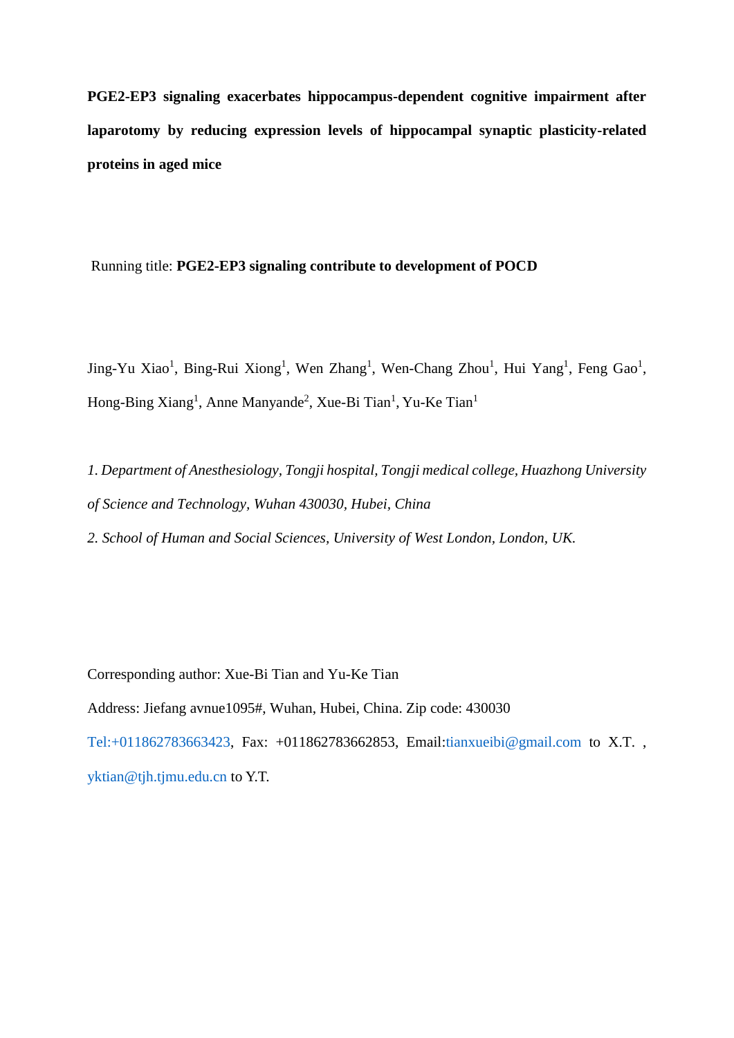# PGE2-EP3 signaling exacerbates hippocampus-dependent cognitive impairment after laparotomy by reducing expression levels of hippocampal synaptic plasticity-related proteins in aged mice

Running title: **PGE2-EP3 signaling contribute to development of POCD**

Jing-Yu Xiao[1], Bing-Rui Xiong[1], Wen Zhang[1], Wen-Chang Zhou[1], Hui Yang[1], Feng Gao[1], Hong-Bing Xiang[1], Anne Manyande[2], Xue-Bi Tian[1], Yu-Ke Tian[1]

*1. Department of Anesthesiology, Tongji hospital, Tongji medical college, Huazhong University of Science and Technology, Wuhan 430030, Hubei, China*

*2. School of Human and Social Sciences, University of West London, London, UK.*

Corresponding author: Xue-Bi Tian and Yu-Ke Tian

Address: Jiefang avnue1095#, Wuhan, Hubei, China. Zip code: 430030

Tel:+011862783663423, Fax: +011862783662853, Email:tianxueibi@gmail.com to X.T. , yktian@tjh.tjmu.edu.cn to Y.T.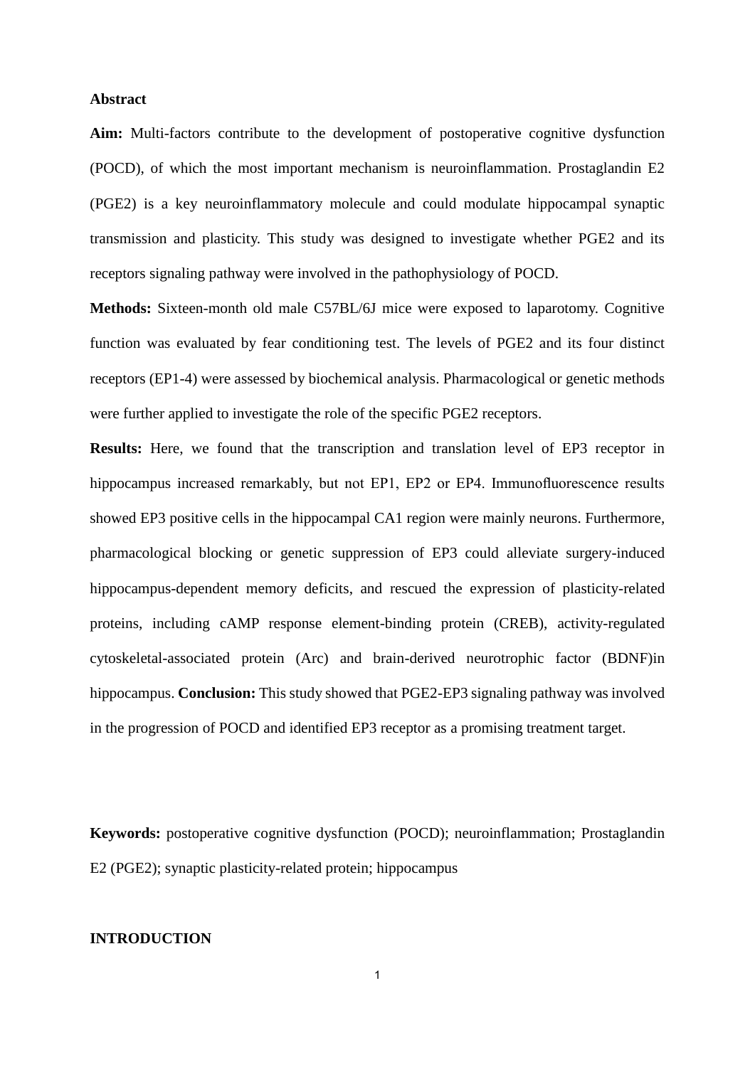## Abstract

**Aim:** Multi-factors contribute to the development of postoperative cognitive dysfunction (POCD), of which the most important mechanism is neuroinflammation. Prostaglandin E2 (PGE2) is a key neuroinflammatory molecule and could modulate hippocampal synaptic transmission and plasticity. This study was designed to investigate whether PGE2 and its receptors signaling pathway were involved in the pathophysiology of POCD.

**Methods:** Sixteen-month old male C57BL/6J mice were exposed to laparotomy. Cognitive function was evaluated by fear conditioning test. The levels of PGE2 and its four distinct receptors (EP1-4) were assessed by biochemical analysis. Pharmacological or genetic methods were further applied to investigate the role of the specific PGE2 receptors.

**Results:** Here, we found that the transcription and translation level of EP3 receptor in hippocampus increased remarkably, but not EP1, EP2 or EP4. Immunofluorescence results showed EP3 positive cells in the hippocampal CA1 region were mainly neurons. Furthermore, pharmacological blocking or genetic suppression of EP3 could alleviate surgery-induced hippocampus-dependent memory deficits, and rescued the expression of plasticity-related proteins, including cAMP response element-binding protein (CREB), activity-regulated cytoskeletal-associated protein (Arc) and brain-derived neurotrophic factor (BDNF)in hippocampus. **Conclusion:** This study showed that PGE2-EP3 signaling pathway was involved in the progression of POCD and identified EP3 receptor as a promising treatment target.

**Keywords:** postoperative cognitive dysfunction (POCD); neuroinflammation; Prostaglandin E2 (PGE2); synaptic plasticity-related protein; hippocampus

## INTRODUCTION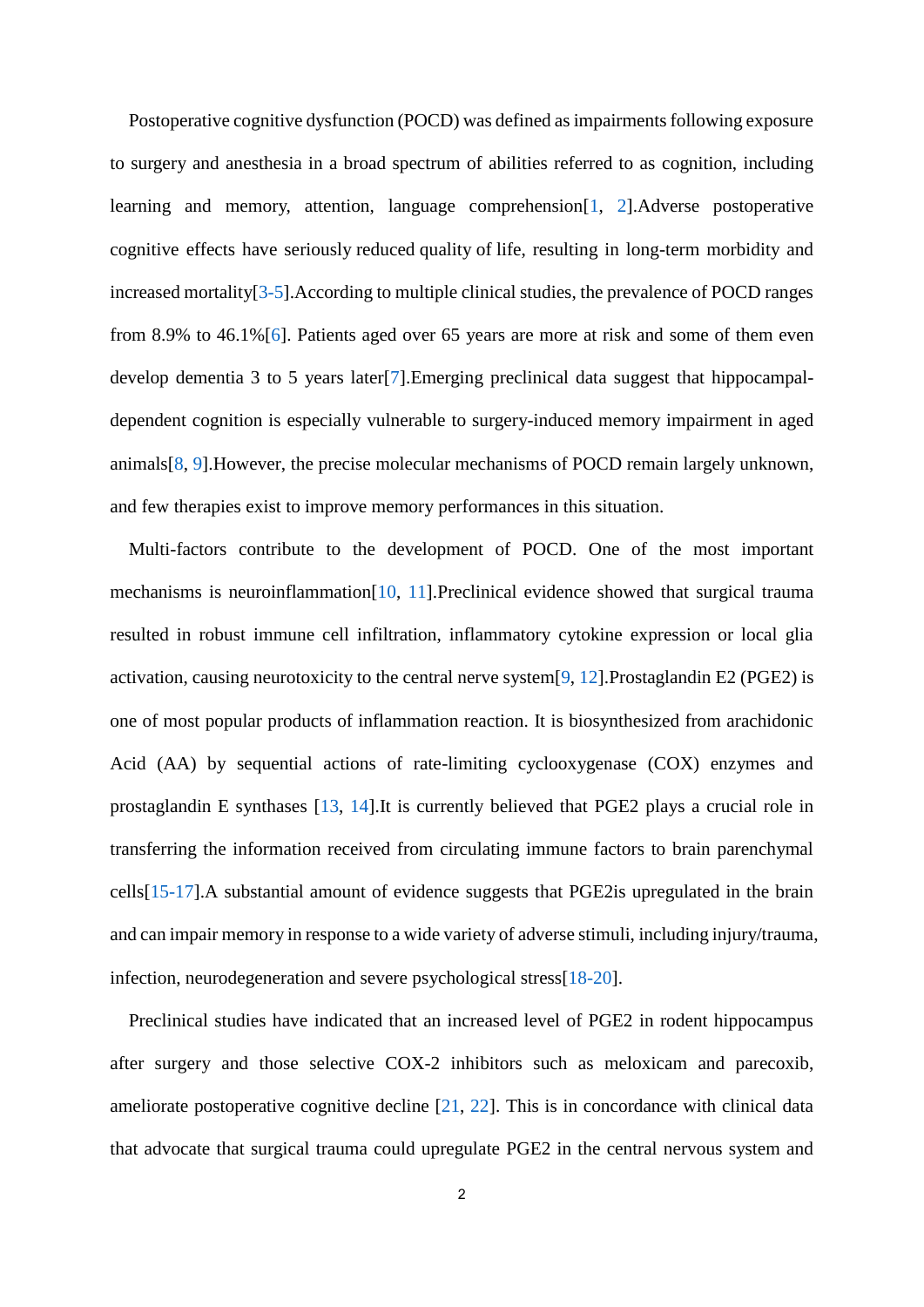Postoperative cognitive dysfunction (POCD) was defined as impairments following exposure to surgery and anesthesia in a broad spectrum of abilities referred to as cognition, including learning and memory, attention, language comprehension[1, 2].Adverse postoperative cognitive effects have seriously reduced quality of life, resulting in long-term morbidity and increased mortality[3-5].According to multiple clinical studies, the prevalence of POCD ranges from 8.9% to 46.1%[6]. Patients aged over 65 years are more at risk and some of them even develop dementia 3 to 5 years later[7].Emerging preclinical data suggest that hippocampal-dependent cognition is especially vulnerable to surgery-induced memory impairment in aged animals[8, 9].However, the precise molecular mechanisms of POCD remain largely unknown, and few therapies exist to improve memory performances in this situation.

Multi-factors contribute to the development of POCD. One of the most important mechanisms is neuroinflammation[10, 11].Preclinical evidence showed that surgical trauma resulted in robust immune cell infiltration, inflammatory cytokine expression or local glia activation, causing neurotoxicity to the central nerve system[9, 12].Prostaglandin E2 (PGE2) is one of most popular products of inflammation reaction. It is biosynthesized from arachidonic Acid (AA) by sequential actions of rate-limiting cyclooxygenase (COX) enzymes and prostaglandin E synthases [13, 14].It is currently believed that PGE2 plays a crucial role in transferring the information received from circulating immune factors to brain parenchymal cells[15-17].A substantial amount of evidence suggests that PGE2is upregulated in the brain and can impair memory in response to a wide variety of adverse stimuli, including injury/trauma, infection, neurodegeneration and severe psychological stress[18-20].

Preclinical studies have indicated that an increased level of PGE2 in rodent hippocampus after surgery and those selective COX-2 inhibitors such as meloxicam and parecoxib, ameliorate postoperative cognitive decline [21, 22]. This is in concordance with clinical data that advocate that surgical trauma could upregulate PGE2 in the central nervous system and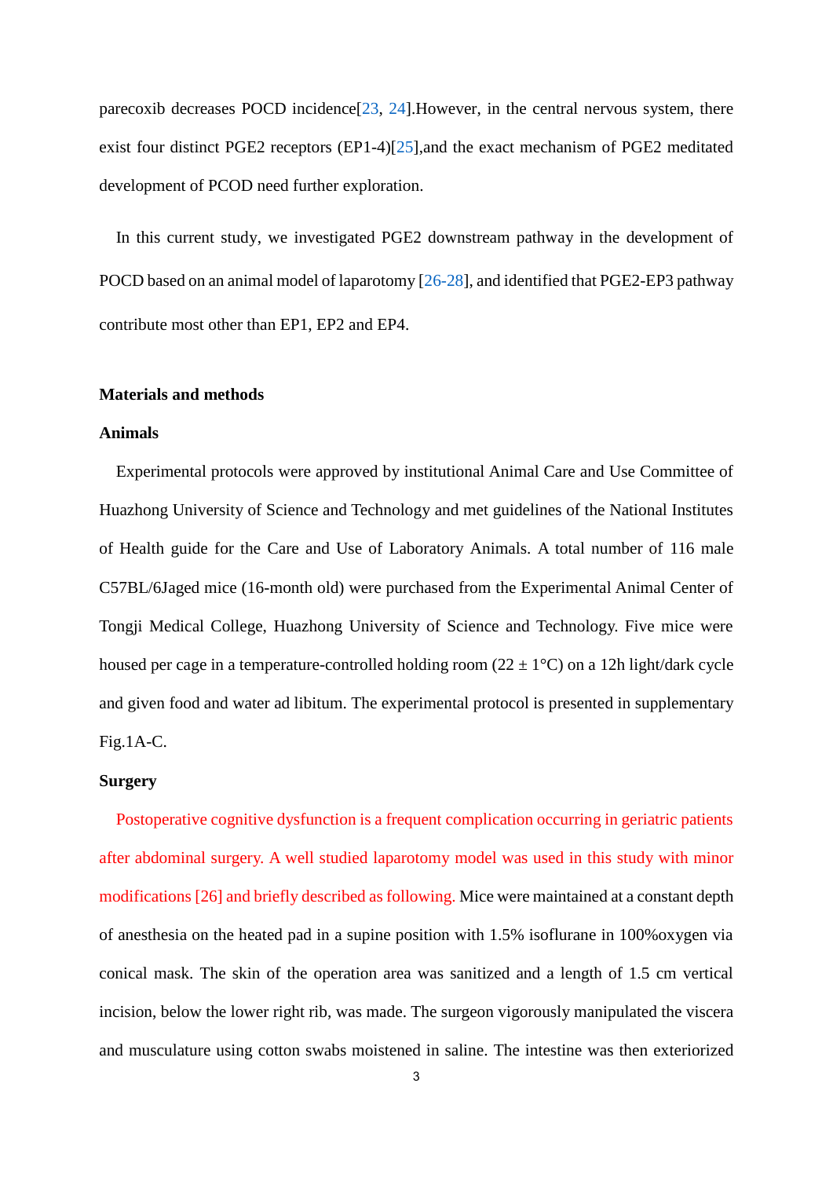parecoxib decreases POCD incidence[23, 24].However, in the central nervous system, there exist four distinct PGE2 receptors (EP1-4)[25],and the exact mechanism of PGE2 meditated development of PCOD need further exploration.

In this current study, we investigated PGE2 downstream pathway in the development of POCD based on an animal model of laparotomy [26-28], and identified that PGE2-EP3 pathway contribute most other than EP1, EP2 and EP4.

**Materials and methods**

**Animals**

Experimental protocols were approved by institutional Animal Care and Use Committee of Huazhong University of Science and Technology and met guidelines of the National Institutes of Health guide for the Care and Use of Laboratory Animals. A total number of 116 male C57BL/6Jaged mice (16-month old) were purchased from the Experimental Animal Center of Tongji Medical College, Huazhong University of Science and Technology. Five mice were housed per cage in a temperature-controlled holding room (22 ± 1°C) on a 12h light/dark cycle and given food and water ad libitum. The experimental protocol is presented in supplementary Fig.1A-C.

**Surgery**

Postoperative cognitive dysfunction is a frequent complication occurring in geriatric patients after abdominal surgery. A well studied laparotomy model was used in this study with minor modifications [26] and briefly described as following. Mice were maintained at a constant depth of anesthesia on the heated pad in a supine position with 1.5% isoflurane in 100%oxygen via conical mask. The skin of the operation area was sanitized and a length of 1.5 cm vertical incision, below the lower right rib, was made. The surgeon vigorously manipulated the viscera and musculature using cotton swabs moistened in saline. The intestine was then exteriorized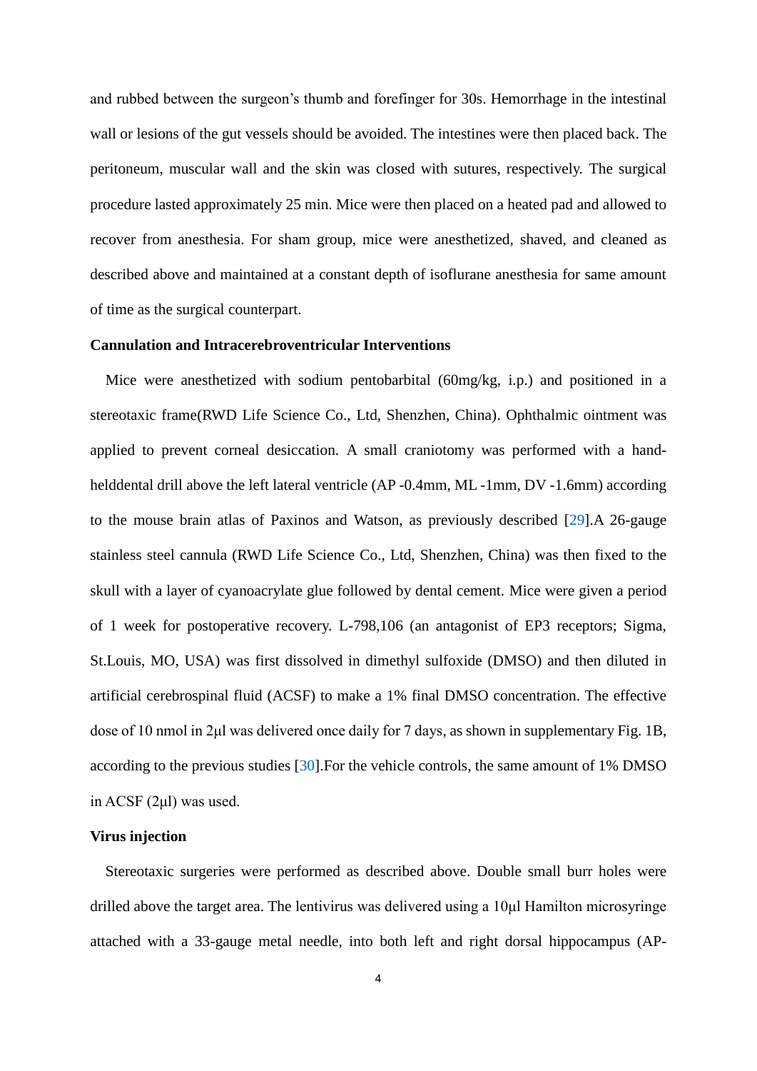and rubbed between the surgeon's thumb and forefinger for 30s. Hemorrhage in the intestinal wall or lesions of the gut vessels should be avoided. The intestines were then placed back. The peritoneum, muscular wall and the skin was closed with sutures, respectively. The surgical procedure lasted approximately 25 min. Mice were then placed on a heated pad and allowed to recover from anesthesia. For sham group, mice were anesthetized, shaved, and cleaned as described above and maintained at a constant depth of isoflurane anesthesia for same amount of time as the surgical counterpart.

**Cannulation and Intracerebroventricular Interventions**

Mice were anesthetized with sodium pentobarbital (60mg/kg, i.p.) and positioned in a stereotaxic frame(RWD Life Science Co., Ltd, Shenzhen, China). Ophthalmic ointment was applied to prevent corneal desiccation. A small craniotomy was performed with a hand-helddental drill above the left lateral ventricle (AP -0.4mm, ML -1mm, DV -1.6mm) according to the mouse brain atlas of Paxinos and Watson, as previously described [29].A 26-gauge stainless steel cannula (RWD Life Science Co., Ltd, Shenzhen, China) was then fixed to the skull with a layer of cyanoacrylate glue followed by dental cement. Mice were given a period of 1 week for postoperative recovery. L-798,106 (an antagonist of EP3 receptors; Sigma, St.Louis, MO, USA) was first dissolved in dimethyl sulfoxide (DMSO) and then diluted in artificial cerebrospinal fluid (ACSF) to make a 1% final DMSO concentration. The effective dose of 10 nmol in 2μl was delivered once daily for 7 days, as shown in supplementary Fig. 1B, according to the previous studies [30].For the vehicle controls, the same amount of 1% DMSO in ACSF (2μl) was used.

**Virus injection**

Stereotaxic surgeries were performed as described above. Double small burr holes were drilled above the target area. The lentivirus was delivered using a 10μl Hamilton microsyringe attached with a 33-gauge metal needle, into both left and right dorsal hippocampus (AP-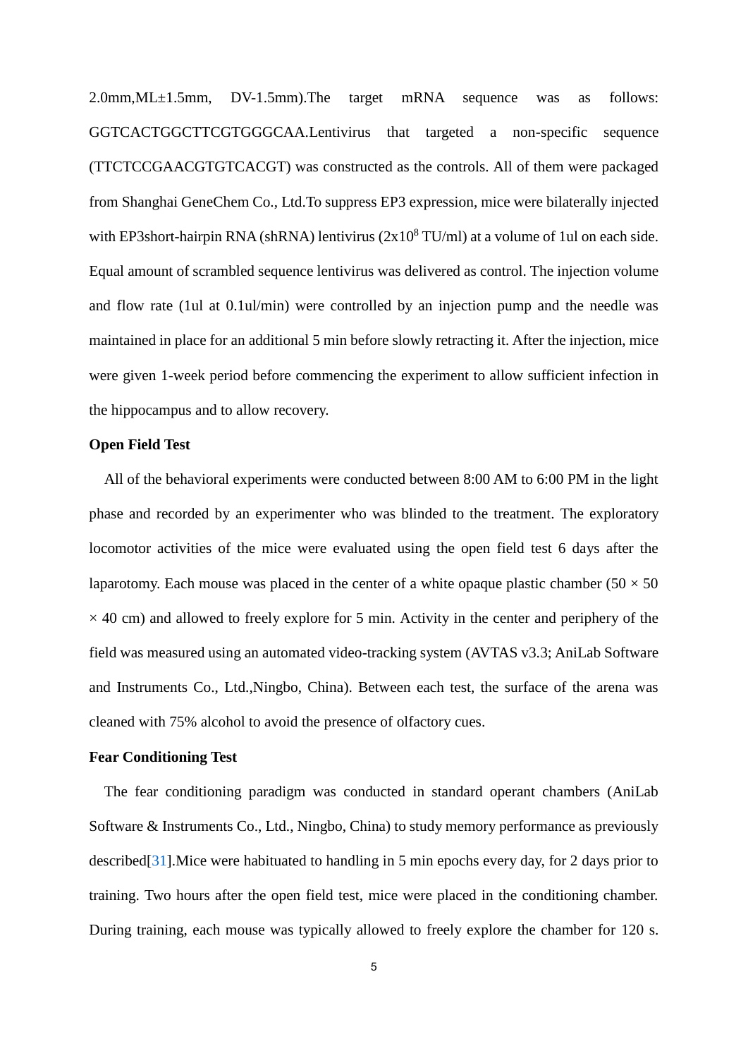2.0mm,ML±1.5mm, DV-1.5mm).The target mRNA sequence was as follows: GGTCACTGGCTTCGTGGGCAA.Lentivirus that targeted a non-specific sequence (TTCTCCGAACGTGTCACGT) was constructed as the controls. All of them were packaged from Shanghai GeneChem Co., Ltd.To suppress EP3 expression, mice were bilaterally injected with EP3short-hairpin RNA (shRNA) lentivirus ($2 \times 10^8$ TU/ml) at a volume of 1ul on each side. Equal amount of scrambled sequence lentivirus was delivered as control. The injection volume and flow rate (1ul at 0.1ul/min) were controlled by an injection pump and the needle was maintained in place for an additional 5 min before slowly retracting it. After the injection, mice were given 1-week period before commencing the experiment to allow sufficient infection in the hippocampus and to allow recovery.

**Open Field Test**

All of the behavioral experiments were conducted between 8:00 AM to 6:00 PM in the light phase and recorded by an experimenter who was blinded to the treatment. The exploratory locomotor activities of the mice were evaluated using the open field test 6 days after the laparotomy. Each mouse was placed in the center of a white opaque plastic chamber (50 × 50 × 40 cm) and allowed to freely explore for 5 min. Activity in the center and periphery of the field was measured using an automated video-tracking system (AVTAS v3.3; AniLab Software and Instruments Co., Ltd.,Ningbo, China). Between each test, the surface of the arena was cleaned with 75% alcohol to avoid the presence of olfactory cues.

**Fear Conditioning Test**

The fear conditioning paradigm was conducted in standard operant chambers (AniLab Software & Instruments Co., Ltd., Ningbo, China) to study memory performance as previously described[31].Mice were habituated to handling in 5 min epochs every day, for 2 days prior to training. Two hours after the open field test, mice were placed in the conditioning chamber. During training, each mouse was typically allowed to freely explore the chamber for 120 s.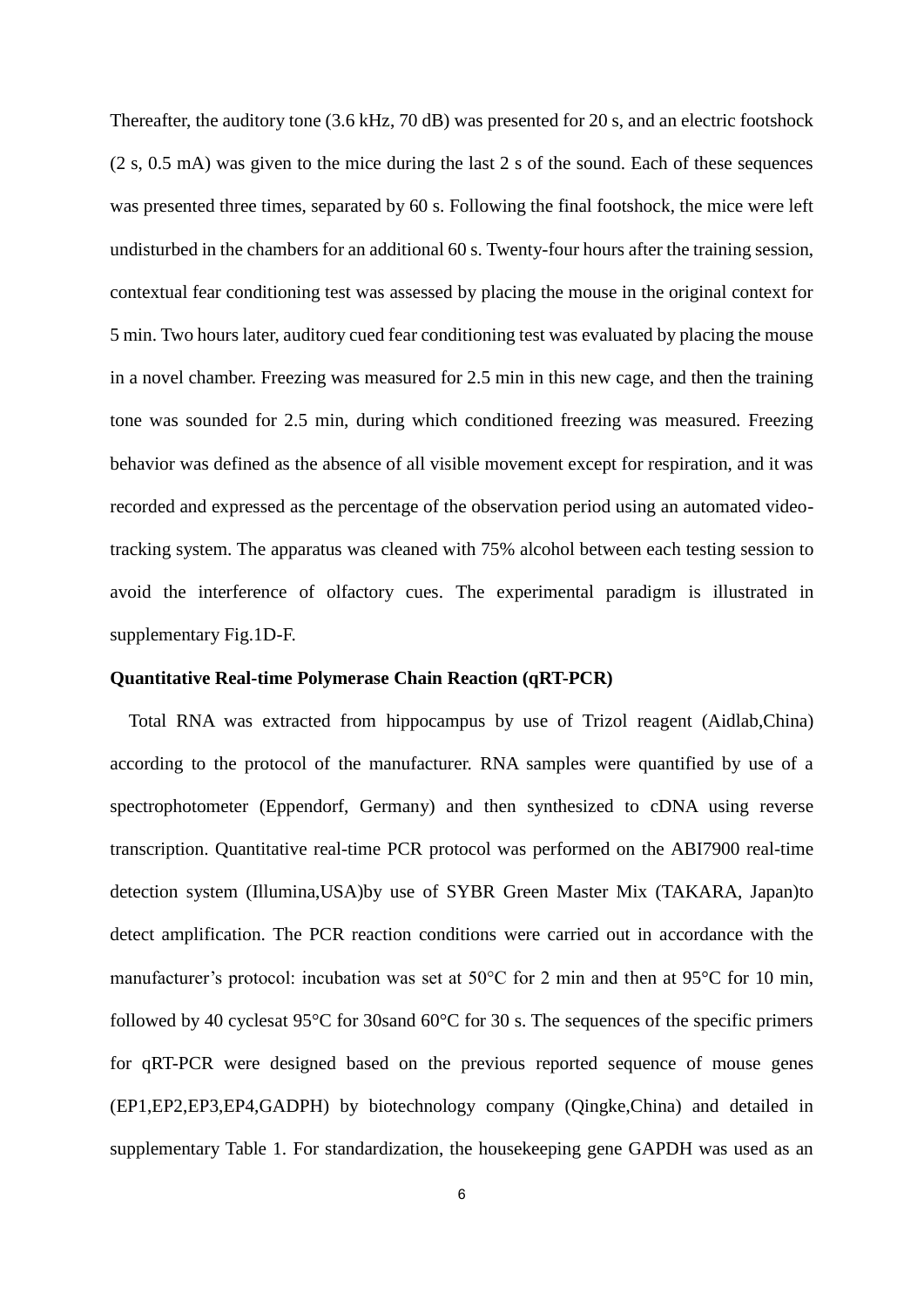Thereafter, the auditory tone (3.6 kHz, 70 dB) was presented for 20 s, and an electric footshock (2 s, 0.5 mA) was given to the mice during the last 2 s of the sound. Each of these sequences was presented three times, separated by 60 s. Following the final footshock, the mice were left undisturbed in the chambers for an additional 60 s. Twenty-four hours after the training session, contextual fear conditioning test was assessed by placing the mouse in the original context for 5 min. Two hours later, auditory cued fear conditioning test was evaluated by placing the mouse in a novel chamber. Freezing was measured for 2.5 min in this new cage, and then the training tone was sounded for 2.5 min, during which conditioned freezing was measured. Freezing behavior was defined as the absence of all visible movement except for respiration, and it was recorded and expressed as the percentage of the observation period using an automated video-tracking system. The apparatus was cleaned with 75% alcohol between each testing session to avoid the interference of olfactory cues. The experimental paradigm is illustrated in supplementary Fig.1D-F.

**Quantitative Real-time Polymerase Chain Reaction (qRT-PCR)**

Total RNA was extracted from hippocampus by use of Trizol reagent (Aidlab,China) according to the protocol of the manufacturer. RNA samples were quantified by use of a spectrophotometer (Eppendorf, Germany) and then synthesized to cDNA using reverse transcription. Quantitative real-time PCR protocol was performed on the ABI7900 real-time detection system (Illumina,USA)by use of SYBR Green Master Mix (TAKARA, Japan)to detect amplification. The PCR reaction conditions were carried out in accordance with the manufacturer's protocol: incubation was set at 50°C for 2 min and then at 95°C for 10 min, followed by 40 cyclesat 95°C for 30sand 60°C for 30 s. The sequences of the specific primers for qRT-PCR were designed based on the previous reported sequence of mouse genes (EP1,EP2,EP3,EP4,GADPH) by biotechnology company (Qingke,China) and detailed in supplementary Table 1. For standardization, the housekeeping gene GAPDH was used as an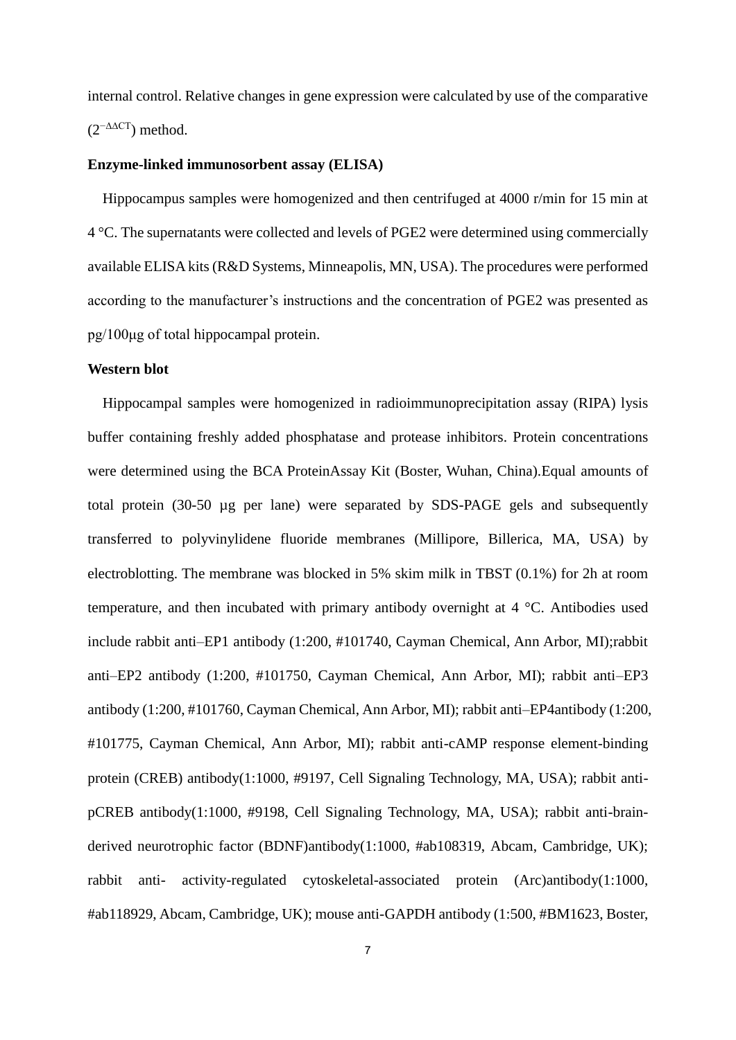internal control. Relative changes in gene expression were calculated by use of the comparative ($2^{-\Delta\Delta CT}$) method.

**Enzyme-linked immunosorbent assay (ELISA)**

Hippocampus samples were homogenized and then centrifuged at 4000 r/min for 15 min at 4 °C. The supernatants were collected and levels of PGE2 were determined using commercially available ELISA kits (R&D Systems, Minneapolis, MN, USA). The procedures were performed according to the manufacturer's instructions and the concentration of PGE2 was presented as pg/100μg of total hippocampal protein.

**Western blot**

Hippocampal samples were homogenized in radioimmunoprecipitation assay (RIPA) lysis buffer containing freshly added phosphatase and protease inhibitors. Protein concentrations were determined using the BCA ProteinAssay Kit (Boster, Wuhan, China).Equal amounts of total protein (30-50 µg per lane) were separated by SDS-PAGE gels and subsequently transferred to polyvinylidene fluoride membranes (Millipore, Billerica, MA, USA) by electroblotting. The membrane was blocked in 5% skim milk in TBST (0.1%) for 2h at room temperature, and then incubated with primary antibody overnight at 4 °C. Antibodies used include rabbit anti–EP1 antibody (1:200, #101740, Cayman Chemical, Ann Arbor, MI);rabbit anti–EP2 antibody (1:200, #101750, Cayman Chemical, Ann Arbor, MI); rabbit anti–EP3 antibody (1:200, #101760, Cayman Chemical, Ann Arbor, MI); rabbit anti–EP4antibody (1:200, #101775, Cayman Chemical, Ann Arbor, MI); rabbit anti-cAMP response element-binding protein (CREB) antibody(1:1000, #9197, Cell Signaling Technology, MA, USA); rabbit anti-pCREB antibody(1:1000, #9198, Cell Signaling Technology, MA, USA); rabbit anti-brain-derived neurotrophic factor (BDNF)antibody(1:1000, #ab108319, Abcam, Cambridge, UK); rabbit anti- activity-regulated cytoskeletal-associated protein (Arc)antibody(1:1000, #ab118929, Abcam, Cambridge, UK); mouse anti-GAPDH antibody (1:500, #BM1623, Boster,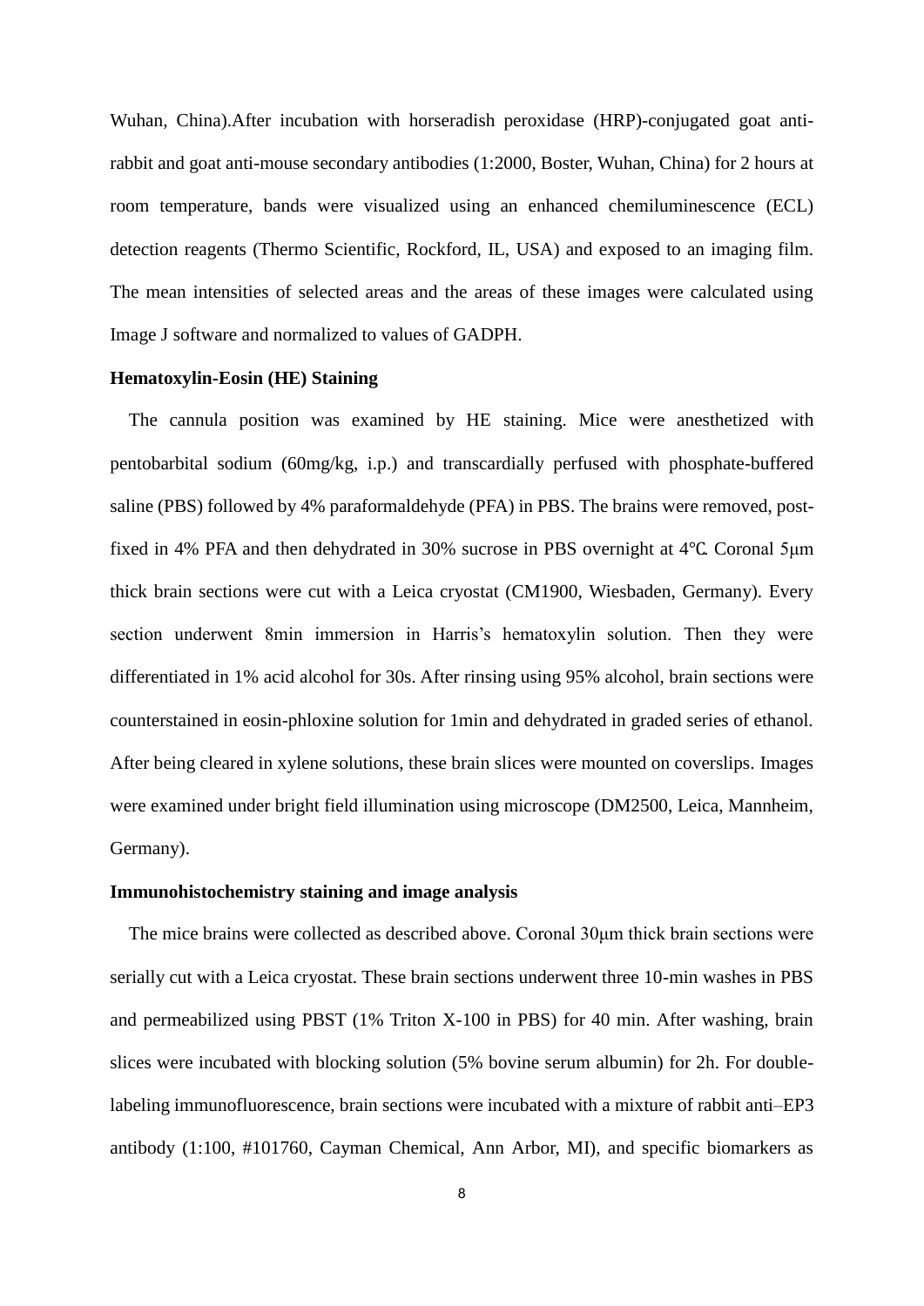Wuhan, China).After incubation with horseradish peroxidase (HRP)-conjugated goat anti-rabbit and goat anti-mouse secondary antibodies (1:2000, Boster, Wuhan, China) for 2 hours at room temperature, bands were visualized using an enhanced chemiluminescence (ECL) detection reagents (Thermo Scientific, Rockford, IL, USA) and exposed to an imaging film. The mean intensities of selected areas and the areas of these images were calculated using Image J software and normalized to values of GADPH.

**Hematoxylin-Eosin (HE) Staining**

The cannula position was examined by HE staining. Mice were anesthetized with pentobarbital sodium (60mg/kg, i.p.) and transcardially perfused with phosphate-buffered saline (PBS) followed by 4% paraformaldehyde (PFA) in PBS. The brains were removed, post-fixed in 4% PFA and then dehydrated in 30% sucrose in PBS overnight at 4℃. Coronal 5μm thick brain sections were cut with a Leica cryostat (CM1900, Wiesbaden, Germany). Every section underwent 8min immersion in Harris's hematoxylin solution. Then they were differentiated in 1% acid alcohol for 30s. After rinsing using 95% alcohol, brain sections were counterstained in eosin-phloxine solution for 1min and dehydrated in graded series of ethanol. After being cleared in xylene solutions, these brain slices were mounted on coverslips. Images were examined under bright field illumination using microscope (DM2500, Leica, Mannheim, Germany).

**Immunohistochemistry staining and image analysis**

The mice brains were collected as described above. Coronal 30μm thick brain sections were serially cut with a Leica cryostat. These brain sections underwent three 10-min washes in PBS and permeabilized using PBST (1% Triton X-100 in PBS) for 40 min. After washing, brain slices were incubated with blocking solution (5% bovine serum albumin) for 2h. For double-labeling immunofluorescence, brain sections were incubated with a mixture of rabbit anti–EP3 antibody (1:100, #101760, Cayman Chemical, Ann Arbor, MI), and specific biomarkers as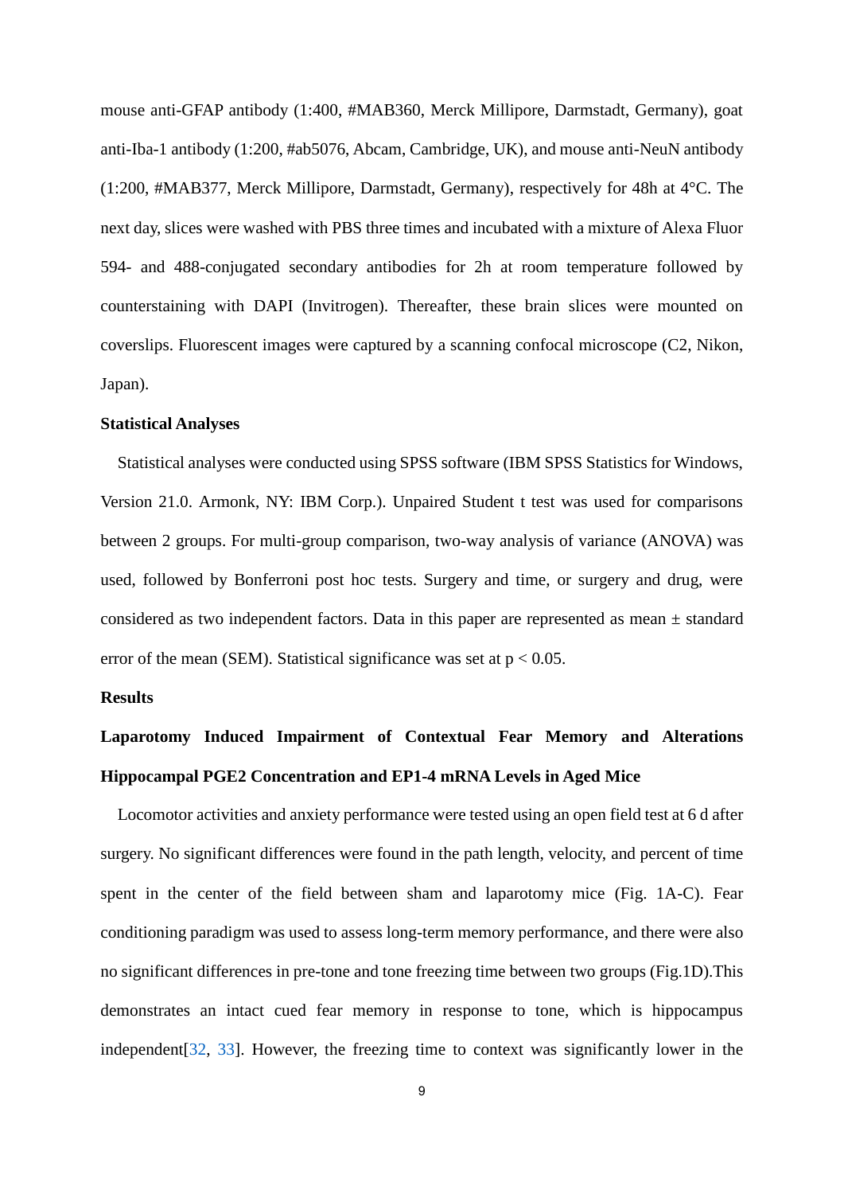mouse anti-GFAP antibody (1:400, #MAB360, Merck Millipore, Darmstadt, Germany), goat anti-Iba-1 antibody (1:200, #ab5076, Abcam, Cambridge, UK), and mouse anti-NeuN antibody (1:200, #MAB377, Merck Millipore, Darmstadt, Germany), respectively for 48h at 4°C. The next day, slices were washed with PBS three times and incubated with a mixture of Alexa Fluor 594- and 488-conjugated secondary antibodies for 2h at room temperature followed by counterstaining with DAPI (Invitrogen). Thereafter, these brain slices were mounted on coverslips. Fluorescent images were captured by a scanning confocal microscope (C2, Nikon, Japan).

**Statistical Analyses**

Statistical analyses were conducted using SPSS software (IBM SPSS Statistics for Windows, Version 21.0. Armonk, NY: IBM Corp.). Unpaired Student t test was used for comparisons between 2 groups. For multi-group comparison, two-way analysis of variance (ANOVA) was used, followed by Bonferroni post hoc tests. Surgery and time, or surgery and drug, were considered as two independent factors. Data in this paper are represented as mean ± standard error of the mean (SEM). Statistical significance was set at $p < 0.05$.

**Results**

**Laparotomy Induced Impairment of Contextual Fear Memory and Alterations Hippocampal PGE2 Concentration and EP1-4 mRNA Levels in Aged Mice**

Locomotor activities and anxiety performance were tested using an open field test at 6 d after surgery. No significant differences were found in the path length, velocity, and percent of time spent in the center of the field between sham and laparotomy mice (Fig. 1A-C). Fear conditioning paradigm was used to assess long-term memory performance, and there were also no significant differences in pre-tone and tone freezing time between two groups (Fig.1D).This demonstrates an intact cued fear memory in response to tone, which is hippocampus independent[32, 33]. However, the freezing time to context was significantly lower in the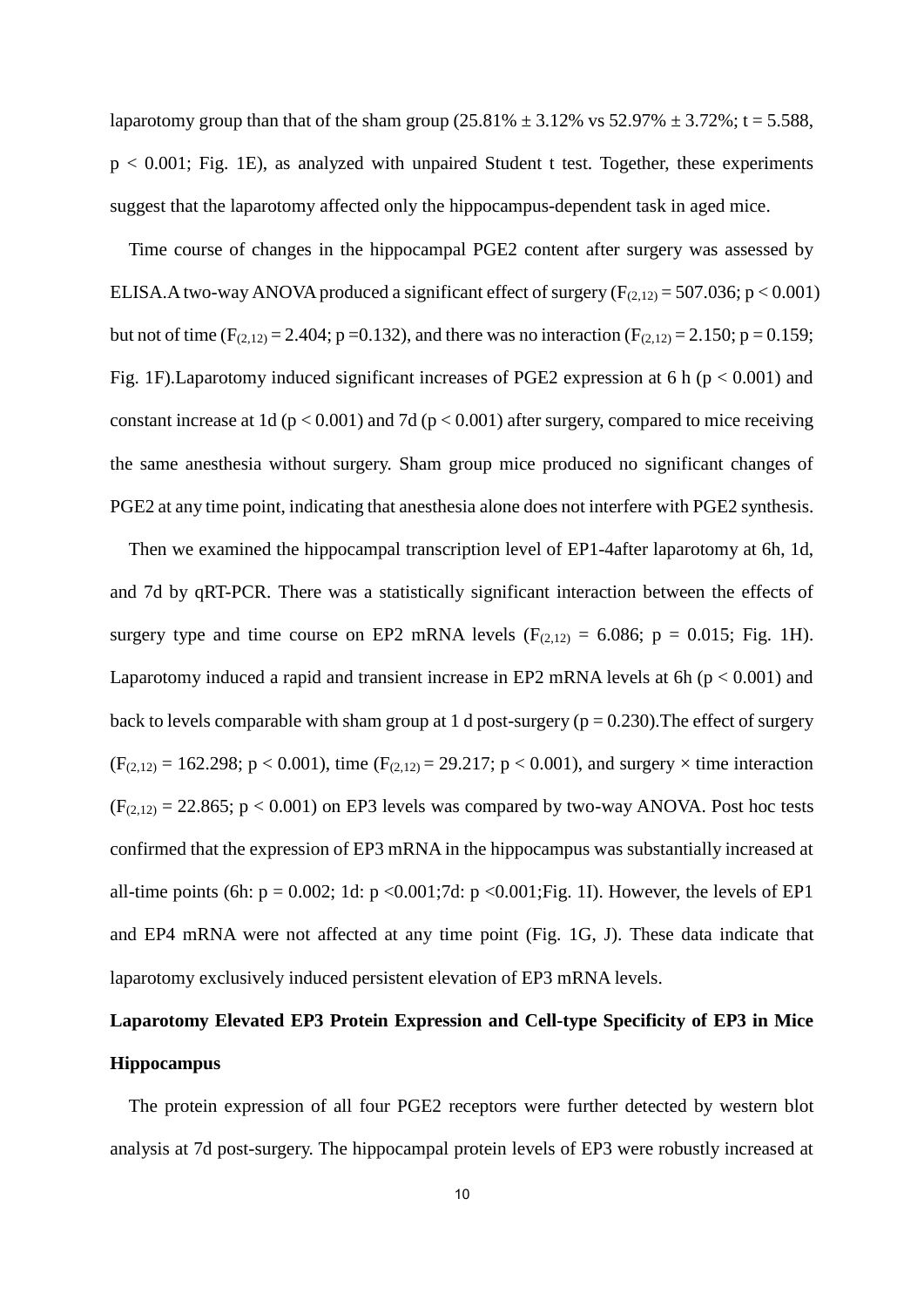laparotomy group than that of the sham group (25.81% ± 3.12% vs 52.97% ± 3.72%; $t = 5.588$, $p < 0.001$; Fig. 1E), as analyzed with unpaired Student t test. Together, these experiments suggest that the laparotomy affected only the hippocampus-dependent task in aged mice.

Time course of changes in the hippocampal PGE2 content after surgery was assessed by ELISA.A two-way ANOVA produced a significant effect of surgery ($F_{(2,12)} = 507.036$; $p < 0.001$) but not of time ($F_{(2,12)} = 2.404$; $p = 0.132$), and there was no interaction ($F_{(2,12)} = 2.150$; $p = 0.159$; Fig. 1F).Laparotomy induced significant increases of PGE2 expression at 6 h ($p < 0.001$) and constant increase at 1d ($p < 0.001$) and 7d ($p < 0.001$) after surgery, compared to mice receiving the same anesthesia without surgery. Sham group mice produced no significant changes of PGE2 at any time point, indicating that anesthesia alone does not interfere with PGE2 synthesis.

Then we examined the hippocampal transcription level of EP1-4after laparotomy at 6h, 1d, and 7d by qRT-PCR. There was a statistically significant interaction between the effects of surgery type and time course on EP2 mRNA levels ($F_{(2,12)} = 6.086$; $p = 0.015$; Fig. 1H). Laparotomy induced a rapid and transient increase in EP2 mRNA levels at 6h ($p < 0.001$) and back to levels comparable with sham group at 1 d post-surgery ($p = 0.230$).The effect of surgery ($F_{(2,12)} = 162.298$; $p < 0.001$), time ($F_{(2,12)} = 29.217$; $p < 0.001$), and surgery × time interaction ($F_{(2,12)} = 22.865$; $p < 0.001$) on EP3 levels was compared by two-way ANOVA. Post hoc tests confirmed that the expression of EP3 mRNA in the hippocampus was substantially increased at all-time points (6h: $p = 0.002$; 1d: $p < 0.001$;7d: $p < 0.001$;Fig. 1I). However, the levels of EP1 and EP4 mRNA were not affected at any time point (Fig. 1G, J). These data indicate that laparotomy exclusively induced persistent elevation of EP3 mRNA levels.

**Laparotomy Elevated EP3 Protein Expression and Cell-type Specificity of EP3 in Mice Hippocampus**

The protein expression of all four PGE2 receptors were further detected by western blot analysis at 7d post-surgery. The hippocampal protein levels of EP3 were robustly increased at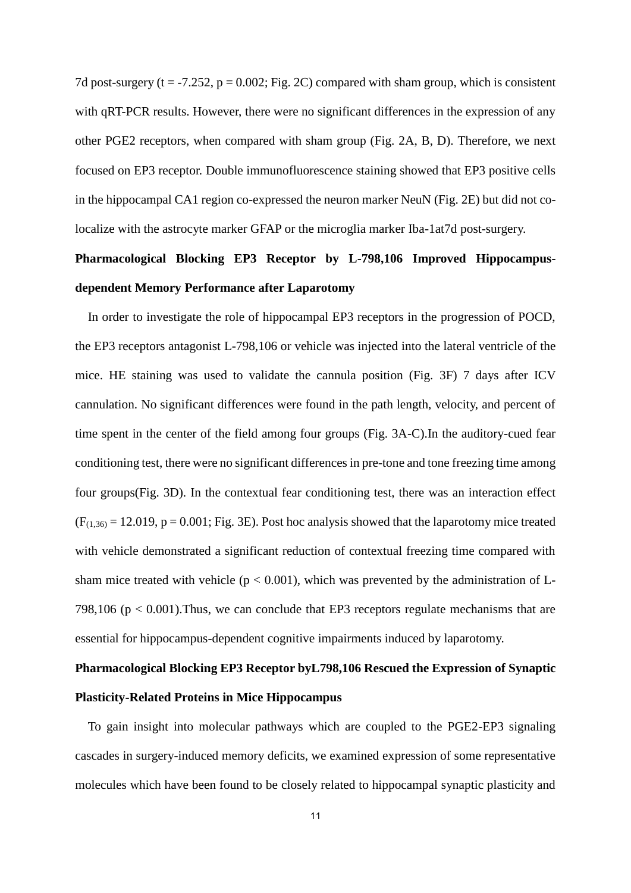7d post-surgery ($t = -7.252$, $p = 0.002$; Fig. 2C) compared with sham group, which is consistent with qRT-PCR results. However, there were no significant differences in the expression of any other PGE2 receptors, when compared with sham group (Fig. 2A, B, D). Therefore, we next focused on EP3 receptor. Double immunofluorescence staining showed that EP3 positive cells in the hippocampal CA1 region co-expressed the neuron marker NeuN (Fig. 2E) but did not co-localize with the astrocyte marker GFAP or the microglia marker Iba-1at7d post-surgery.

**Pharmacological Blocking EP3 Receptor by L-798,106 Improved Hippocampus-dependent Memory Performance after Laparotomy**

In order to investigate the role of hippocampal EP3 receptors in the progression of POCD, the EP3 receptors antagonist L-798,106 or vehicle was injected into the lateral ventricle of the mice. HE staining was used to validate the cannula position (Fig. 3F) 7 days after ICV cannulation. No significant differences were found in the path length, velocity, and percent of time spent in the center of the field among four groups (Fig. 3A-C).In the auditory-cued fear conditioning test, there were no significant differences in pre-tone and tone freezing time among four groups(Fig. 3D). In the contextual fear conditioning test, there was an interaction effect ($F_{(1,36)} = 12.019$, $p = 0.001$; Fig. 3E). Post hoc analysis showed that the laparotomy mice treated with vehicle demonstrated a significant reduction of contextual freezing time compared with sham mice treated with vehicle ($p < 0.001$), which was prevented by the administration of L-798,106 ($p < 0.001$).Thus, we can conclude that EP3 receptors regulate mechanisms that are essential for hippocampus-dependent cognitive impairments induced by laparotomy.

**Pharmacological Blocking EP3 Receptor byL798,106 Rescued the Expression of Synaptic Plasticity-Related Proteins in Mice Hippocampus**

To gain insight into molecular pathways which are coupled to the PGE2-EP3 signaling cascades in surgery-induced memory deficits, we examined expression of some representative molecules which have been found to be closely related to hippocampal synaptic plasticity and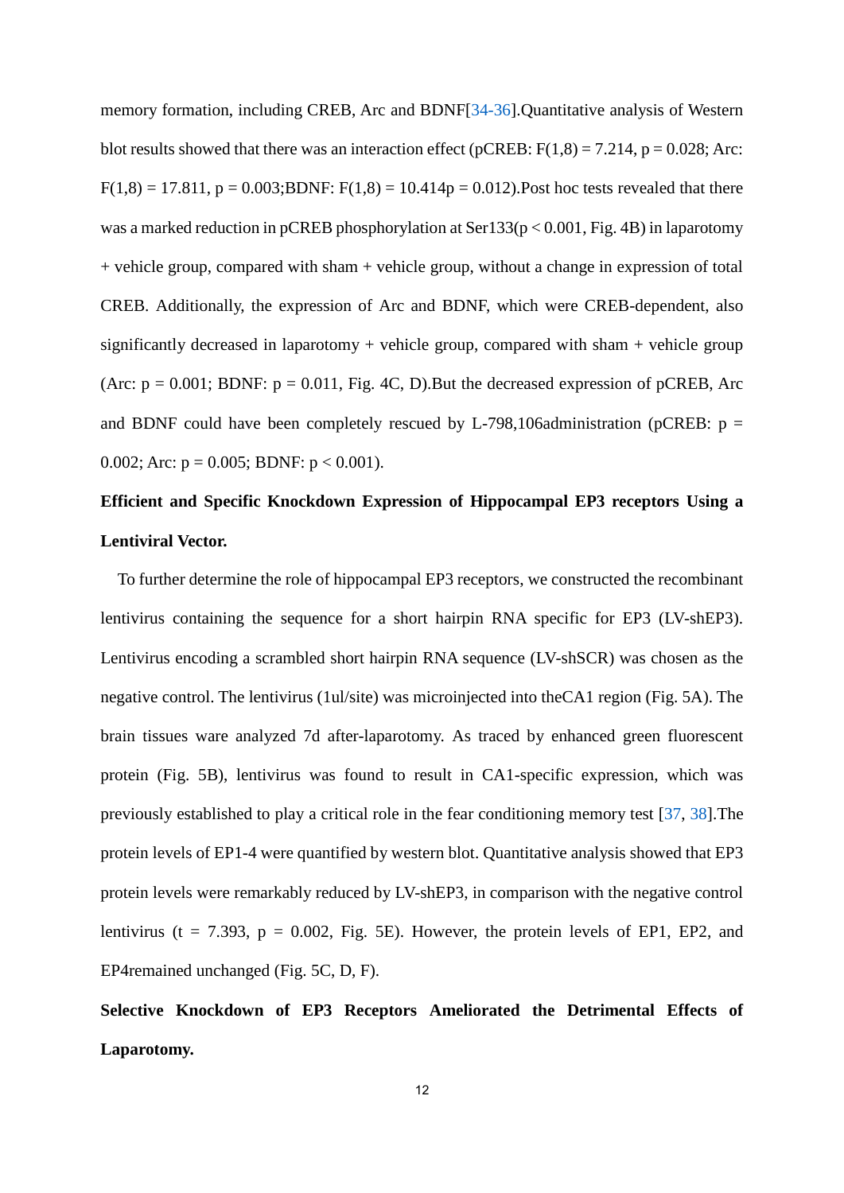memory formation, including CREB, Arc and BDNF[34-36].Quantitative analysis of Western blot results showed that there was an interaction effect (pCREB: $F(1,8) = 7.214$, $p = 0.028$; Arc: $F(1,8) = 17.811$, $p = 0.003$;BDNF: $F(1,8) = 10.414$p $= 0.012$).Post hoc tests revealed that there was a marked reduction in pCREB phosphorylation at Ser133($p < 0.001$, Fig. 4B) in laparotomy + vehicle group, compared with sham + vehicle group, without a change in expression of total CREB. Additionally, the expression of Arc and BDNF, which were CREB-dependent, also significantly decreased in laparotomy + vehicle group, compared with sham + vehicle group (Arc: $p = 0.001$; BDNF: $p = 0.011$, Fig. 4C, D).But the decreased expression of pCREB, Arc and BDNF could have been completely rescued by L-798,106administration (pCREB: $p = 0.002$; Arc: $p = 0.005$; BDNF: $p < 0.001$).

**Efficient and Specific Knockdown Expression of Hippocampal EP3 receptors Using a Lentiviral Vector.**

To further determine the role of hippocampal EP3 receptors, we constructed the recombinant lentivirus containing the sequence for a short hairpin RNA specific for EP3 (LV-shEP3). Lentivirus encoding a scrambled short hairpin RNA sequence (LV-shSCR) was chosen as the negative control. The lentivirus (1ul/site) was microinjected into theCA1 region (Fig. 5A). The brain tissues ware analyzed 7d after-laparotomy. As traced by enhanced green fluorescent protein (Fig. 5B), lentivirus was found to result in CA1-specific expression, which was previously established to play a critical role in the fear conditioning memory test [37, 38].The protein levels of EP1-4 were quantified by western blot. Quantitative analysis showed that EP3 protein levels were remarkably reduced by LV-shEP3, in comparison with the negative control lentivirus ($t = 7.393$, $p = 0.002$, Fig. 5E). However, the protein levels of EP1, EP2, and EP4remained unchanged (Fig. 5C, D, F).

**Selective Knockdown of EP3 Receptors Ameliorated the Detrimental Effects of Laparotomy.**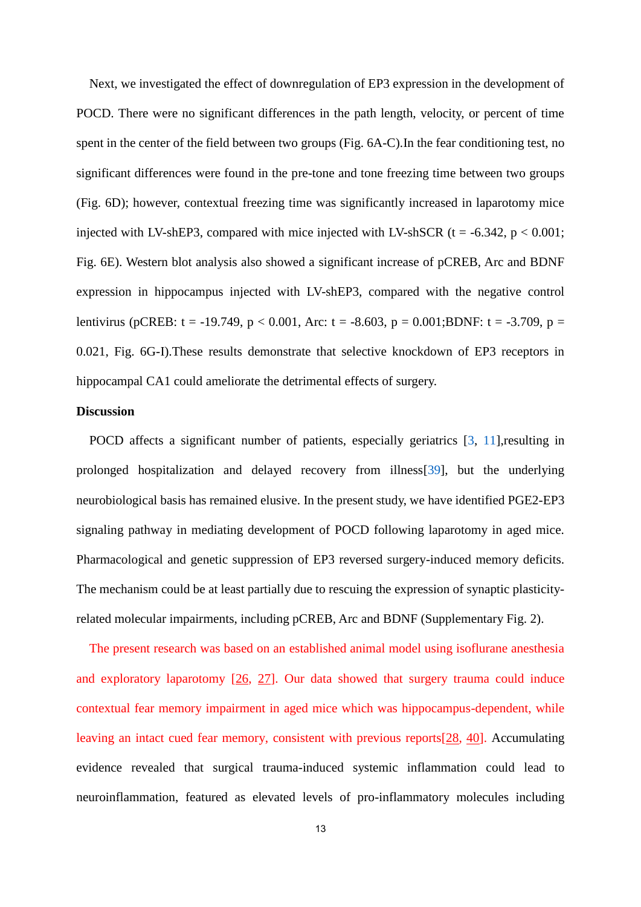Next, we investigated the effect of downregulation of EP3 expression in the development of POCD. There were no significant differences in the path length, velocity, or percent of time spent in the center of the field between two groups (Fig. 6A-C).In the fear conditioning test, no significant differences were found in the pre-tone and tone freezing time between two groups (Fig. 6D); however, contextual freezing time was significantly increased in laparotomy mice injected with LV-shEP3, compared with mice injected with LV-shSCR ($t = -6.342$, $p < 0.001$; Fig. 6E). Western blot analysis also showed a significant increase of pCREB, Arc and BDNF expression in hippocampus injected with LV-shEP3, compared with the negative control lentivirus (pCREB: $t = -19.749$, $p < 0.001$, Arc: $t = -8.603$, $p = 0.001$;BDNF: $t = -3.709$, $p = 0.021$, Fig. 6G-I).These results demonstrate that selective knockdown of EP3 receptors in hippocampal CA1 could ameliorate the detrimental effects of surgery.

**Discussion**

POCD affects a significant number of patients, especially geriatrics [3, 11],resulting in prolonged hospitalization and delayed recovery from illness[39], but the underlying neurobiological basis has remained elusive. In the present study, we have identified PGE2-EP3 signaling pathway in mediating development of POCD following laparotomy in aged mice. Pharmacological and genetic suppression of EP3 reversed surgery-induced memory deficits. The mechanism could be at least partially due to rescuing the expression of synaptic plasticity-related molecular impairments, including pCREB, Arc and BDNF (Supplementary Fig. 2).

The present research was based on an established animal model using isoflurane anesthesia and exploratory laparotomy [26, 27]. Our data showed that surgery trauma could induce contextual fear memory impairment in aged mice which was hippocampus-dependent, while leaving an intact cued fear memory, consistent with previous reports[28, 40]. Accumulating evidence revealed that surgical trauma-induced systemic inflammation could lead to neuroinflammation, featured as elevated levels of pro-inflammatory molecules including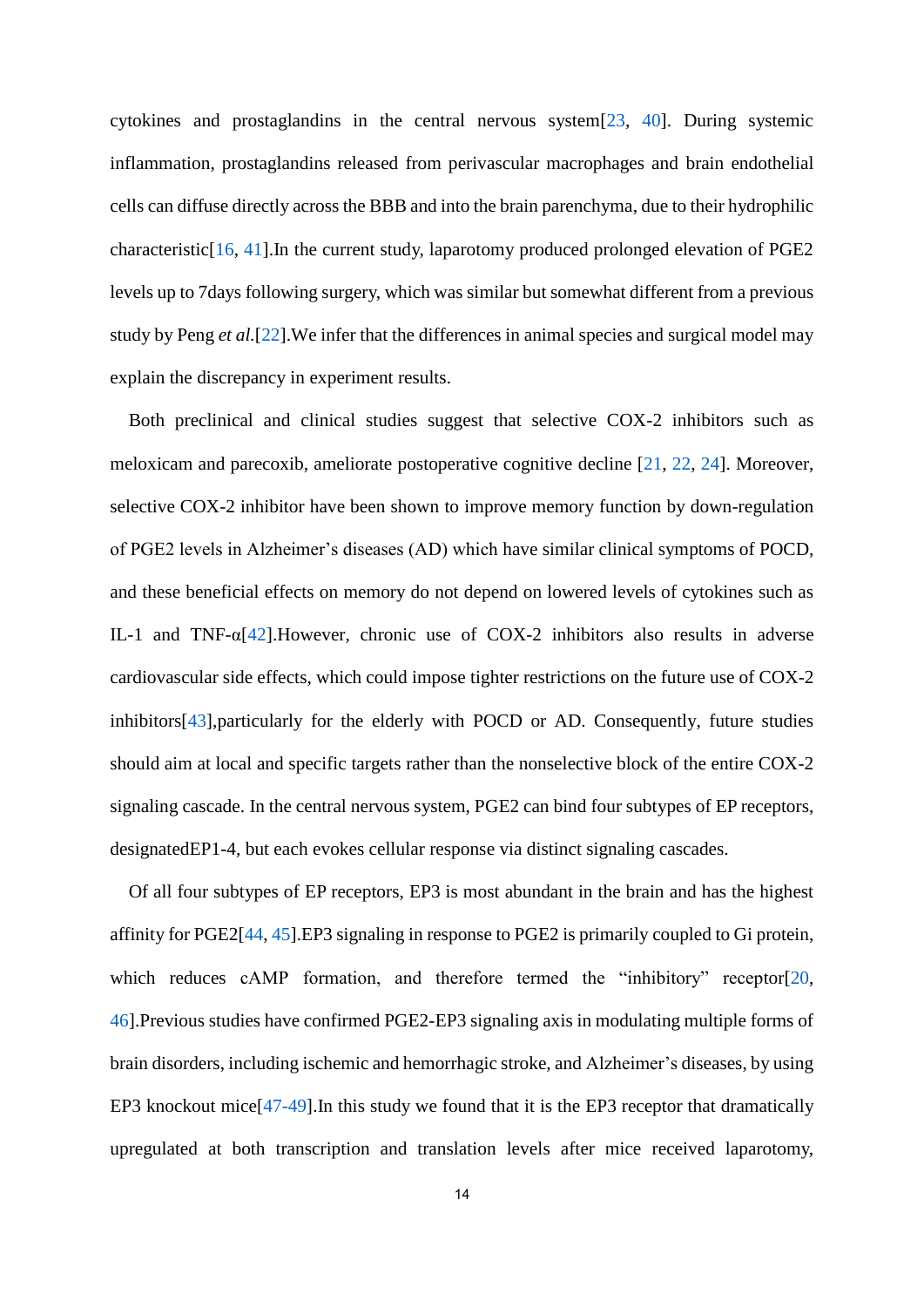cytokines and prostaglandins in the central nervous system[23, 40]. During systemic inflammation, prostaglandins released from perivascular macrophages and brain endothelial cells can diffuse directly across the BBB and into the brain parenchyma, due to their hydrophilic characteristic[16, 41].In the current study, laparotomy produced prolonged elevation of PGE2 levels up to 7days following surgery, which was similar but somewhat different from a previous study by Peng *et al.*[22].We infer that the differences in animal species and surgical model may explain the discrepancy in experiment results.

Both preclinical and clinical studies suggest that selective COX-2 inhibitors such as meloxicam and parecoxib, ameliorate postoperative cognitive decline [21, 22, 24]. Moreover, selective COX-2 inhibitor have been shown to improve memory function by down-regulation of PGE2 levels in Alzheimer's diseases (AD) which have similar clinical symptoms of POCD, and these beneficial effects on memory do not depend on lowered levels of cytokines such as IL-1 and TNF-α[42].However, chronic use of COX-2 inhibitors also results in adverse cardiovascular side effects, which could impose tighter restrictions on the future use of COX-2 inhibitors[43],particularly for the elderly with POCD or AD. Consequently, future studies should aim at local and specific targets rather than the nonselective block of the entire COX-2 signaling cascade. In the central nervous system, PGE2 can bind four subtypes of EP receptors, designatedEP1-4, but each evokes cellular response via distinct signaling cascades.

Of all four subtypes of EP receptors, EP3 is most abundant in the brain and has the highest affinity for PGE2[44, 45].EP3 signaling in response to PGE2 is primarily coupled to Gi protein, which reduces cAMP formation, and therefore termed the "inhibitory" receptor[20, 46].Previous studies have confirmed PGE2-EP3 signaling axis in modulating multiple forms of brain disorders, including ischemic and hemorrhagic stroke, and Alzheimer's diseases, by using EP3 knockout mice[47-49].In this study we found that it is the EP3 receptor that dramatically upregulated at both transcription and translation levels after mice received laparotomy,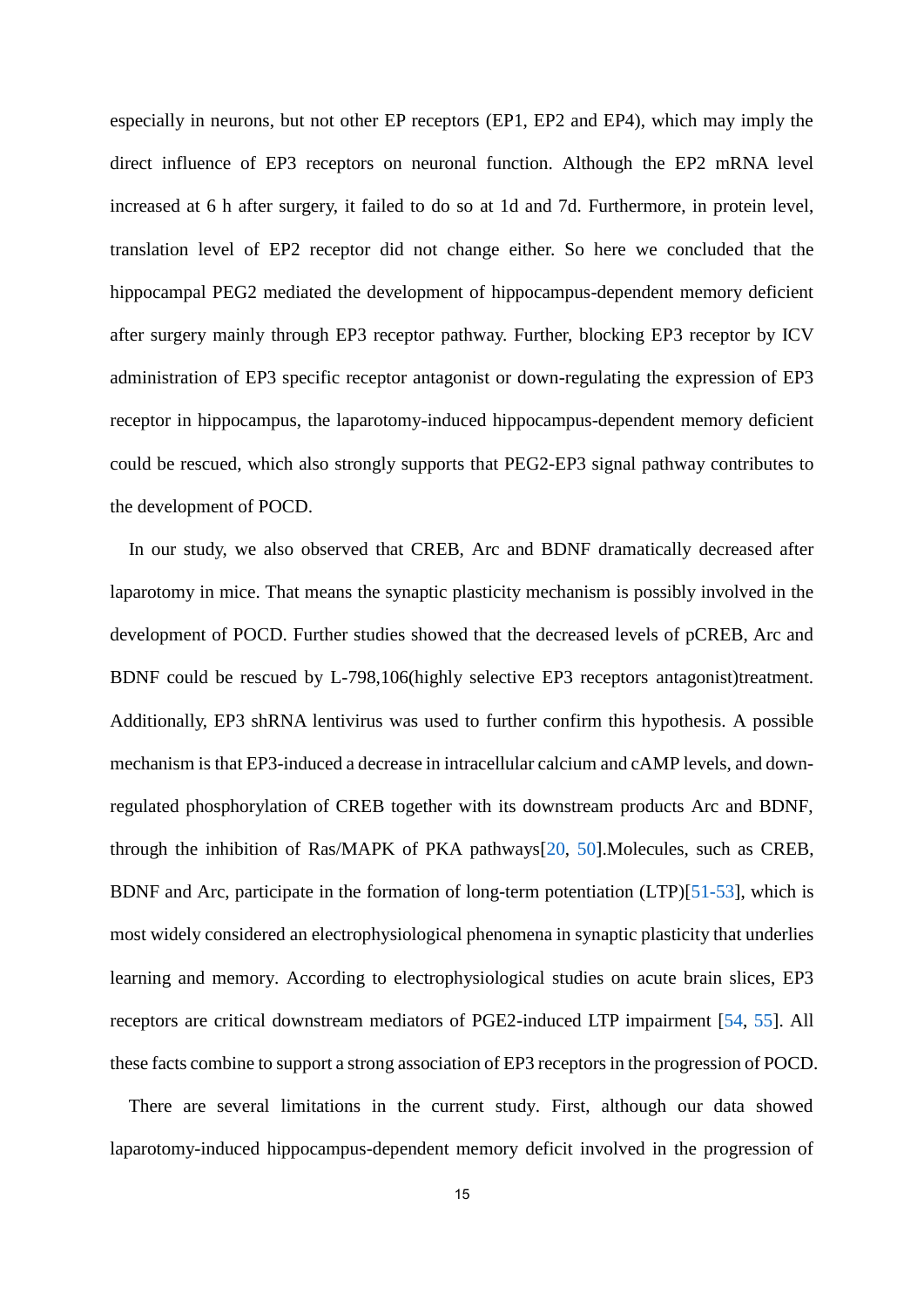especially in neurons, but not other EP receptors (EP1, EP2 and EP4), which may imply the direct influence of EP3 receptors on neuronal function. Although the EP2 mRNA level increased at 6 h after surgery, it failed to do so at 1d and 7d. Furthermore, in protein level, translation level of EP2 receptor did not change either. So here we concluded that the hippocampal PEG2 mediated the development of hippocampus-dependent memory deficient after surgery mainly through EP3 receptor pathway. Further, blocking EP3 receptor by ICV administration of EP3 specific receptor antagonist or down-regulating the expression of EP3 receptor in hippocampus, the laparotomy-induced hippocampus-dependent memory deficient could be rescued, which also strongly supports that PEG2-EP3 signal pathway contributes to the development of POCD.

In our study, we also observed that CREB, Arc and BDNF dramatically decreased after laparotomy in mice. That means the synaptic plasticity mechanism is possibly involved in the development of POCD. Further studies showed that the decreased levels of pCREB, Arc and BDNF could be rescued by L-798,106(highly selective EP3 receptors antagonist)treatment. Additionally, EP3 shRNA lentivirus was used to further confirm this hypothesis. A possible mechanism is that EP3-induced a decrease in intracellular calcium and cAMP levels, and down-regulated phosphorylation of CREB together with its downstream products Arc and BDNF, through the inhibition of Ras/MAPK of PKA pathways[20, 50].Molecules, such as CREB, BDNF and Arc, participate in the formation of long-term potentiation (LTP)[51-53], which is most widely considered an electrophysiological phenomena in synaptic plasticity that underlies learning and memory. According to electrophysiological studies on acute brain slices, EP3 receptors are critical downstream mediators of PGE2-induced LTP impairment [54, 55]. All these facts combine to support a strong association of EP3 receptors in the progression of POCD.

There are several limitations in the current study. First, although our data showed laparotomy-induced hippocampus-dependent memory deficit involved in the progression of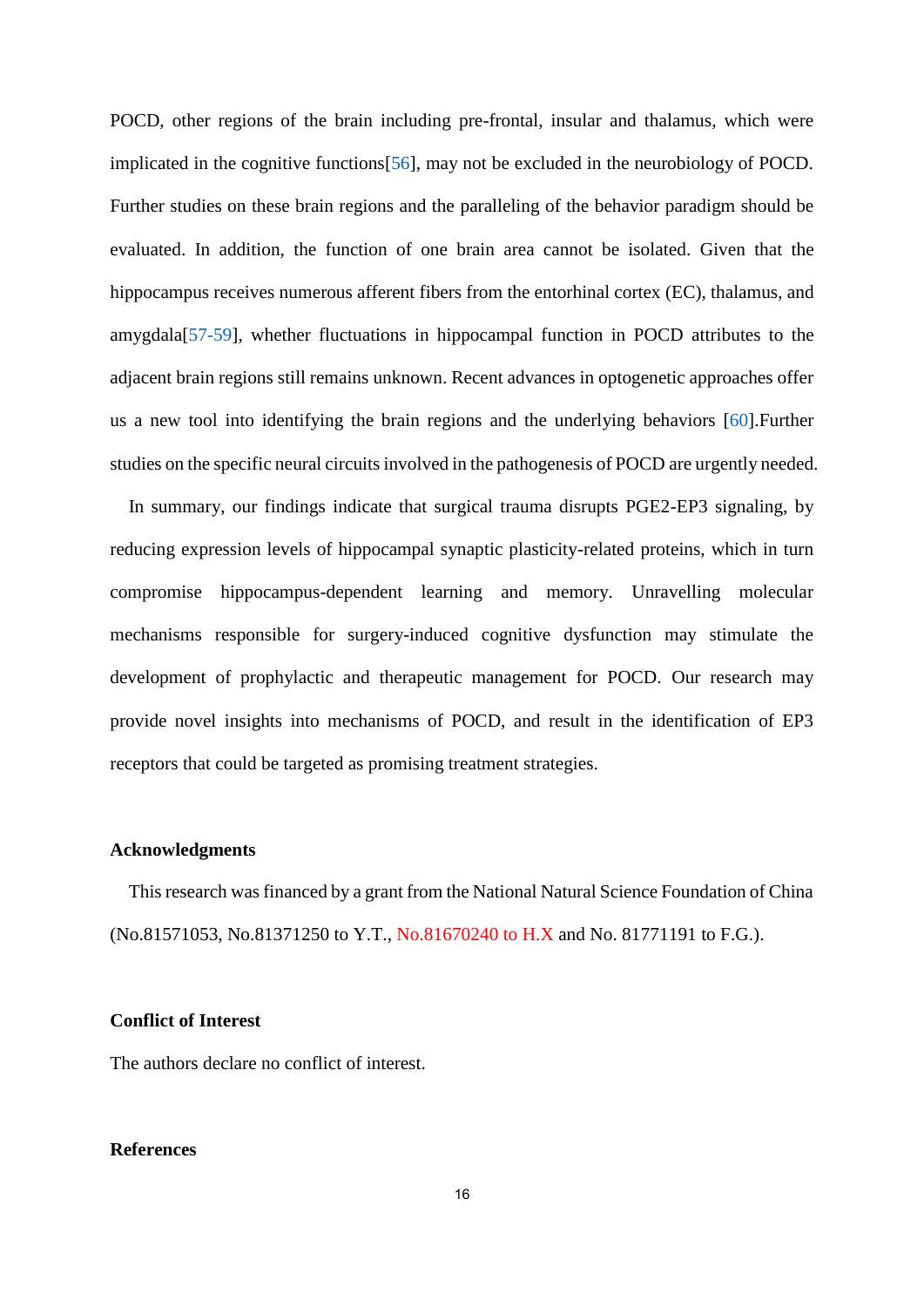POCD, other regions of the brain including pre-frontal, insular and thalamus, which were implicated in the cognitive functions[56], may not be excluded in the neurobiology of POCD. Further studies on these brain regions and the paralleling of the behavior paradigm should be evaluated. In addition, the function of one brain area cannot be isolated. Given that the hippocampus receives numerous afferent fibers from the entorhinal cortex (EC), thalamus, and amygdala[57-59], whether fluctuations in hippocampal function in POCD attributes to the adjacent brain regions still remains unknown. Recent advances in optogenetic approaches offer us a new tool into identifying the brain regions and the underlying behaviors [60].Further studies on the specific neural circuits involved in the pathogenesis of POCD are urgently needed.

In summary, our findings indicate that surgical trauma disrupts PGE2-EP3 signaling, by reducing expression levels of hippocampal synaptic plasticity-related proteins, which in turn compromise hippocampus-dependent learning and memory. Unravelling molecular mechanisms responsible for surgery-induced cognitive dysfunction may stimulate the development of prophylactic and therapeutic management for POCD. Our research may provide novel insights into mechanisms of POCD, and result in the identification of EP3 receptors that could be targeted as promising treatment strategies.

## Acknowledgments

This research was financed by a grant from the National Natural Science Foundation of China (No.81571053, No.81371250 to Y.T., No.81670240 to H.X and No. 81771191 to F.G.).

## Conflict of Interest

The authors declare no conflict of interest.

## References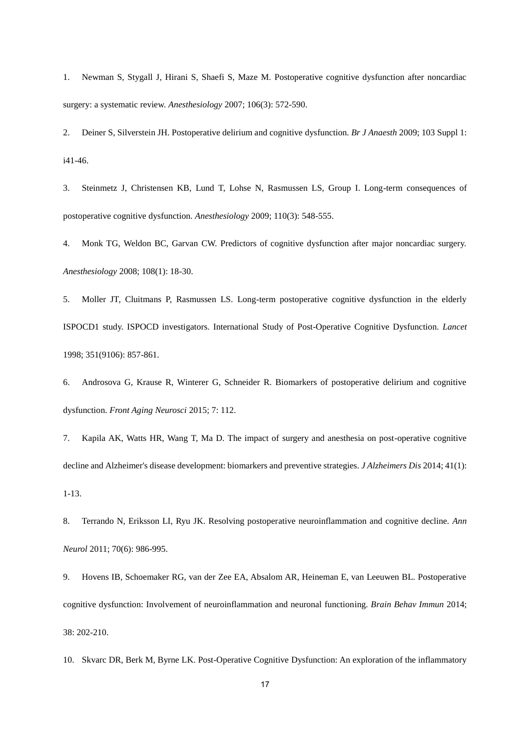1. Newman S, Stygall J, Hirani S, Shaefi S, Maze M. Postoperative cognitive dysfunction after noncardiac surgery: a systematic review. *Anesthesiology* 2007; 106(3): 572-590.

2. Deiner S, Silverstein JH. Postoperative delirium and cognitive dysfunction. *Br J Anaesth* 2009; 103 Suppl 1: i41-46.

3. Steinmetz J, Christensen KB, Lund T, Lohse N, Rasmussen LS, Group I. Long-term consequences of postoperative cognitive dysfunction. *Anesthesiology* 2009; 110(3): 548-555.

4. Monk TG, Weldon BC, Garvan CW. Predictors of cognitive dysfunction after major noncardiac surgery. *Anesthesiology* 2008; 108(1): 18-30.

5. Moller JT, Cluitmans P, Rasmussen LS. Long-term postoperative cognitive dysfunction in the elderly ISPOCD1 study. ISPOCD investigators. International Study of Post-Operative Cognitive Dysfunction. *Lancet* 1998; 351(9106): 857-861.

6. Androsova G, Krause R, Winterer G, Schneider R. Biomarkers of postoperative delirium and cognitive dysfunction. *Front Aging Neurosci* 2015; 7: 112.

7. Kapila AK, Watts HR, Wang T, Ma D. The impact of surgery and anesthesia on post-operative cognitive decline and Alzheimer's disease development: biomarkers and preventive strategies. *J Alzheimers Dis* 2014; 41(1): 1-13.

8. Terrando N, Eriksson LI, Ryu JK. Resolving postoperative neuroinflammation and cognitive decline. *Ann Neurol* 2011; 70(6): 986-995.

9. Hovens IB, Schoemaker RG, van der Zee EA, Absalom AR, Heineman E, van Leeuwen BL. Postoperative cognitive dysfunction: Involvement of neuroinflammation and neuronal functioning. *Brain Behav Immun* 2014; 38: 202-210.

10. Skvarc DR, Berk M, Byrne LK. Post-Operative Cognitive Dysfunction: An exploration of the inflammatory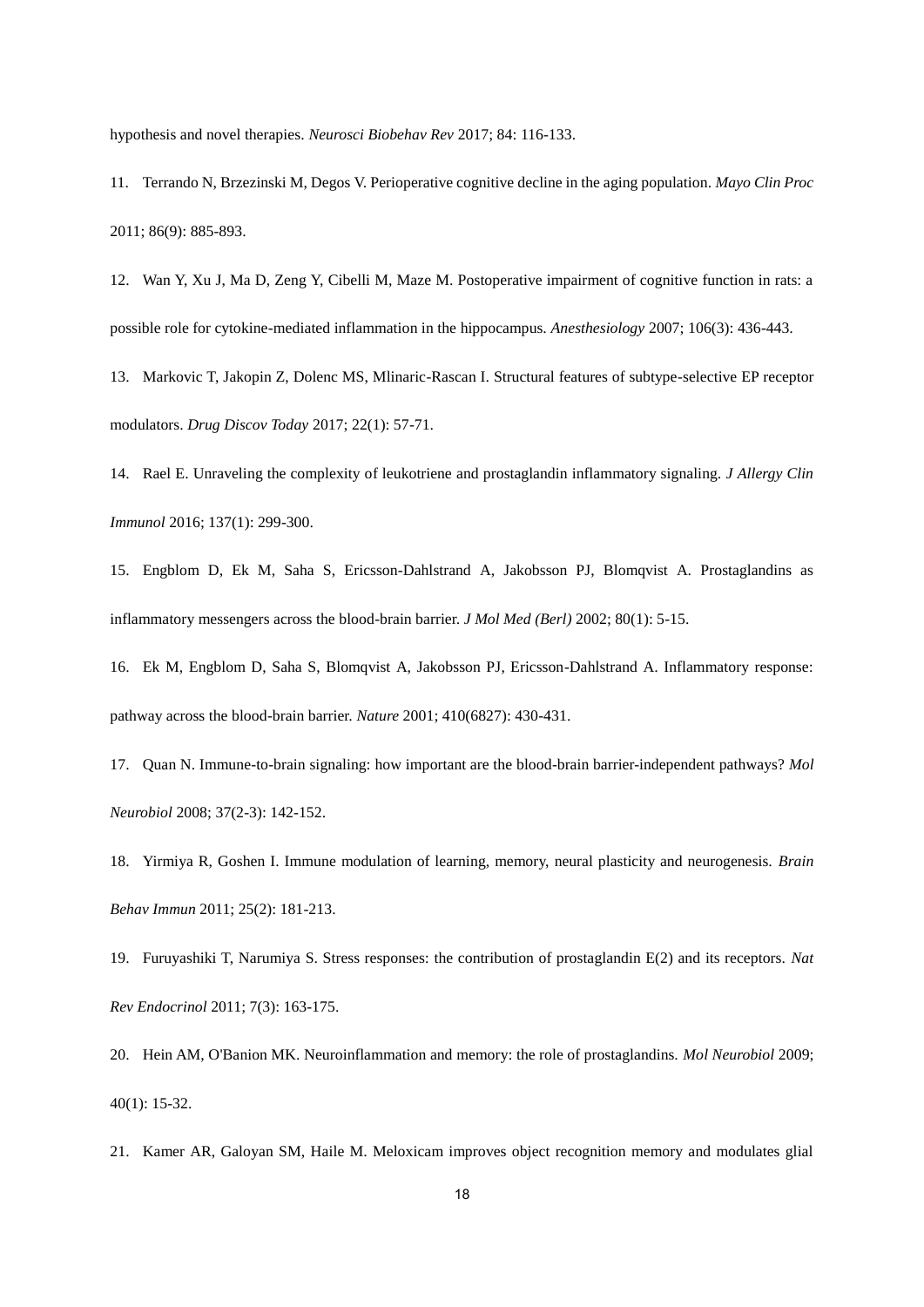hypothesis and novel therapies. *Neurosci Biobehav Rev* 2017; 84: 116-133.

11. Terrando N, Brzezinski M, Degos V. Perioperative cognitive decline in the aging population. *Mayo Clin Proc* 2011; 86(9): 885-893.

12. Wan Y, Xu J, Ma D, Zeng Y, Cibelli M, Maze M. Postoperative impairment of cognitive function in rats: a possible role for cytokine-mediated inflammation in the hippocampus. *Anesthesiology* 2007; 106(3): 436-443.

13. Markovic T, Jakopin Z, Dolenc MS, Mlinaric-Rascan I. Structural features of subtype-selective EP receptor modulators. *Drug Discov Today* 2017; 22(1): 57-71.

14. Rael E. Unraveling the complexity of leukotriene and prostaglandin inflammatory signaling. *J Allergy Clin Immunol* 2016; 137(1): 299-300.

15. Engblom D, Ek M, Saha S, Ericsson-Dahlstrand A, Jakobsson PJ, Blomqvist A. Prostaglandins as inflammatory messengers across the blood-brain barrier. *J Mol Med (Berl)* 2002; 80(1): 5-15.

16. Ek M, Engblom D, Saha S, Blomqvist A, Jakobsson PJ, Ericsson-Dahlstrand A. Inflammatory response: pathway across the blood-brain barrier. *Nature* 2001; 410(6827): 430-431.

17. Quan N. Immune-to-brain signaling: how important are the blood-brain barrier-independent pathways? *Mol Neurobiol* 2008; 37(2-3): 142-152.

18. Yirmiya R, Goshen I. Immune modulation of learning, memory, neural plasticity and neurogenesis. *Brain Behav Immun* 2011; 25(2): 181-213.

19. Furuyashiki T, Narumiya S. Stress responses: the contribution of prostaglandin E(2) and its receptors. *Nat Rev Endocrinol* 2011; 7(3): 163-175.

20. Hein AM, O'Banion MK. Neuroinflammation and memory: the role of prostaglandins. *Mol Neurobiol* 2009; 40(1): 15-32.

21. Kamer AR, Galoyan SM, Haile M. Meloxicam improves object recognition memory and modulates glial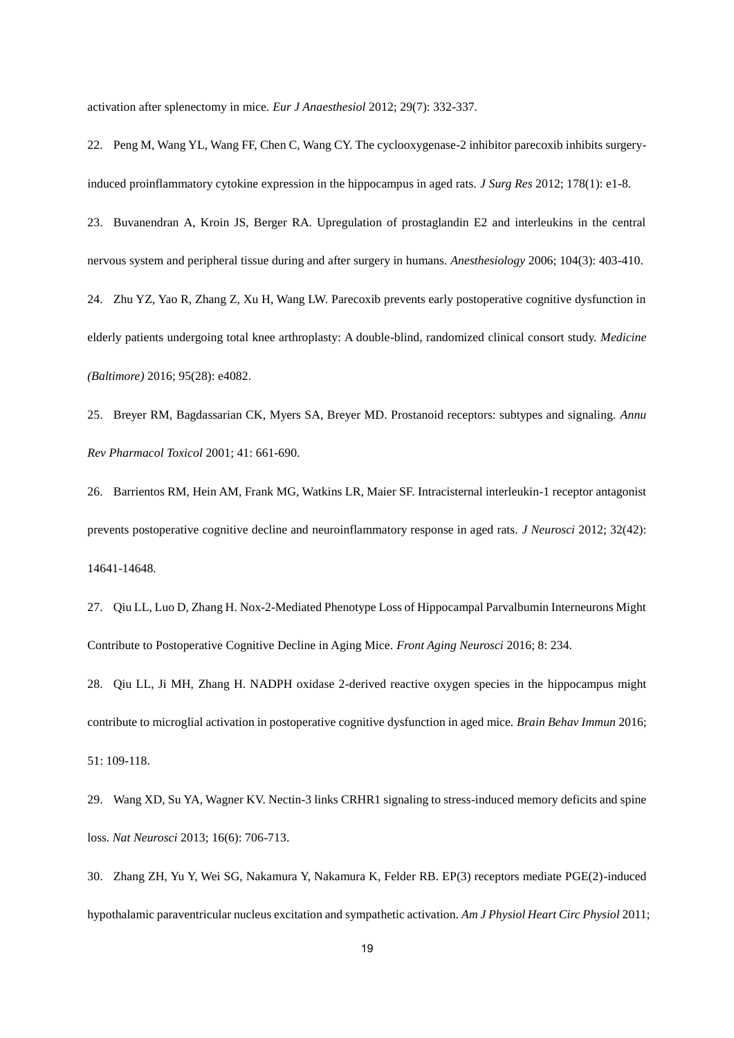activation after splenectomy in mice. *Eur J Anaesthesiol* 2012; 29(7): 332-337.

22. Peng M, Wang YL, Wang FF, Chen C, Wang CY. The cyclooxygenase-2 inhibitor parecoxib inhibits surgery-induced proinflammatory cytokine expression in the hippocampus in aged rats. *J Surg Res* 2012; 178(1): e1-8.

23. Buvanendran A, Kroin JS, Berger RA. Upregulation of prostaglandin E2 and interleukins in the central nervous system and peripheral tissue during and after surgery in humans. *Anesthesiology* 2006; 104(3): 403-410.

24. Zhu YZ, Yao R, Zhang Z, Xu H, Wang LW. Parecoxib prevents early postoperative cognitive dysfunction in elderly patients undergoing total knee arthroplasty: A double-blind, randomized clinical consort study. *Medicine (Baltimore)* 2016; 95(28): e4082.

25. Breyer RM, Bagdassarian CK, Myers SA, Breyer MD. Prostanoid receptors: subtypes and signaling. *Annu Rev Pharmacol Toxicol* 2001; 41: 661-690.

26. Barrientos RM, Hein AM, Frank MG, Watkins LR, Maier SF. Intracisternal interleukin-1 receptor antagonist prevents postoperative cognitive decline and neuroinflammatory response in aged rats. *J Neurosci* 2012; 32(42): 14641-14648.

27. Qiu LL, Luo D, Zhang H. Nox-2-Mediated Phenotype Loss of Hippocampal Parvalbumin Interneurons Might Contribute to Postoperative Cognitive Decline in Aging Mice. *Front Aging Neurosci* 2016; 8: 234.

28. Qiu LL, Ji MH, Zhang H. NADPH oxidase 2-derived reactive oxygen species in the hippocampus might contribute to microglial activation in postoperative cognitive dysfunction in aged mice. *Brain Behav Immun* 2016; 51: 109-118.

29. Wang XD, Su YA, Wagner KV. Nectin-3 links CRHR1 signaling to stress-induced memory deficits and spine loss. *Nat Neurosci* 2013; 16(6): 706-713.

30. Zhang ZH, Yu Y, Wei SG, Nakamura Y, Nakamura K, Felder RB. EP(3) receptors mediate PGE(2)-induced hypothalamic paraventricular nucleus excitation and sympathetic activation. *Am J Physiol Heart Circ Physiol* 2011;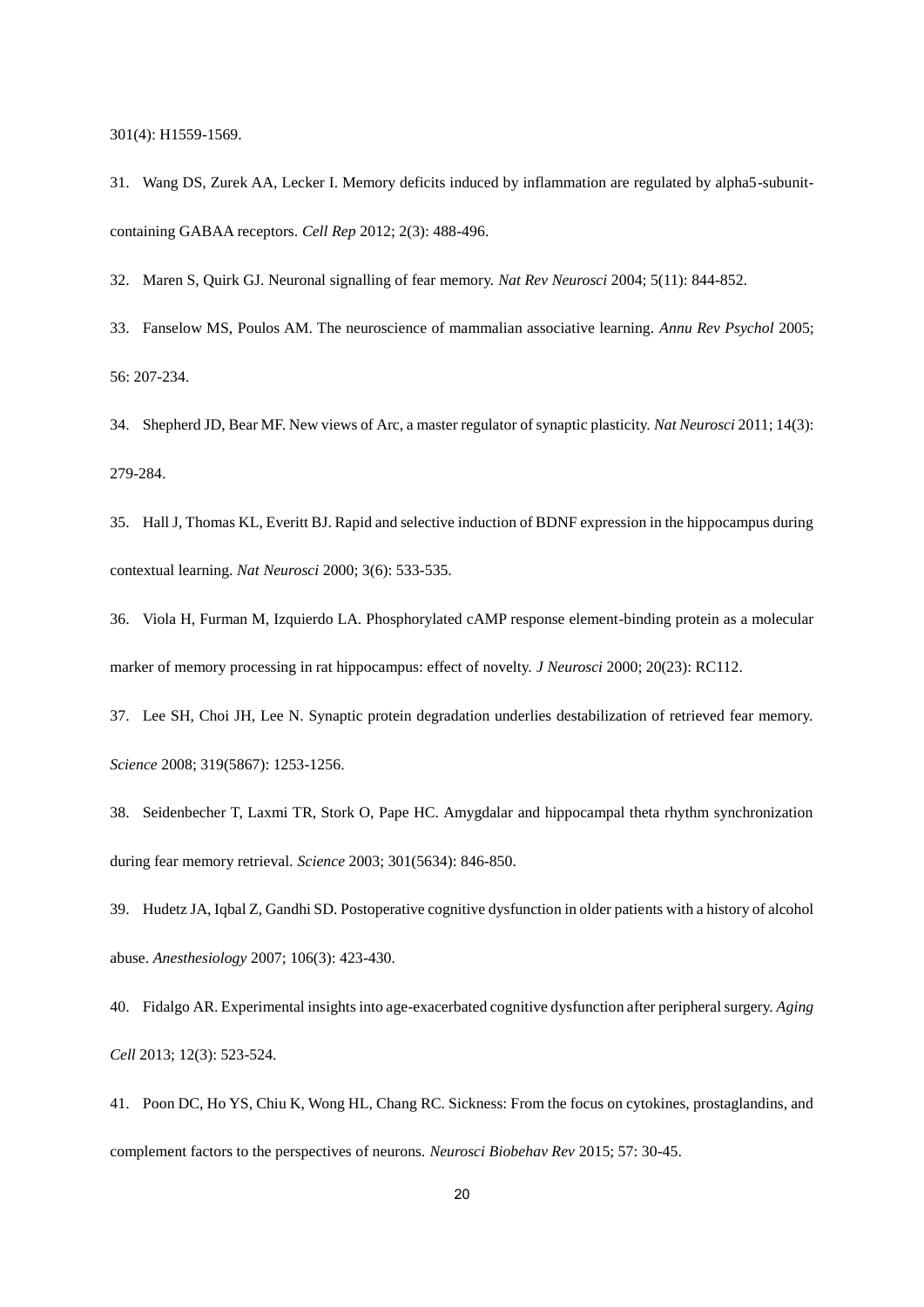301(4): H1559-1569.

31. Wang DS, Zurek AA, Lecker I. Memory deficits induced by inflammation are regulated by alpha5-subunit-containing GABAA receptors. *Cell Rep* 2012; 2(3): 488-496.

32. Maren S, Quirk GJ. Neuronal signalling of fear memory. *Nat Rev Neurosci* 2004; 5(11): 844-852.

33. Fanselow MS, Poulos AM. The neuroscience of mammalian associative learning. *Annu Rev Psychol* 2005; 56: 207-234.

34. Shepherd JD, Bear MF. New views of Arc, a master regulator of synaptic plasticity. *Nat Neurosci* 2011; 14(3): 279-284.

35. Hall J, Thomas KL, Everitt BJ. Rapid and selective induction of BDNF expression in the hippocampus during contextual learning. *Nat Neurosci* 2000; 3(6): 533-535.

36. Viola H, Furman M, Izquierdo LA. Phosphorylated cAMP response element-binding protein as a molecular marker of memory processing in rat hippocampus: effect of novelty. *J Neurosci* 2000; 20(23): RC112.

37. Lee SH, Choi JH, Lee N. Synaptic protein degradation underlies destabilization of retrieved fear memory. *Science* 2008; 319(5867): 1253-1256.

38. Seidenbecher T, Laxmi TR, Stork O, Pape HC. Amygdalar and hippocampal theta rhythm synchronization during fear memory retrieval. *Science* 2003; 301(5634): 846-850.

39. Hudetz JA, Iqbal Z, Gandhi SD. Postoperative cognitive dysfunction in older patients with a history of alcohol abuse. *Anesthesiology* 2007; 106(3): 423-430.

40. Fidalgo AR. Experimental insights into age-exacerbated cognitive dysfunction after peripheral surgery. *Aging Cell* 2013; 12(3): 523-524.

41. Poon DC, Ho YS, Chiu K, Wong HL, Chang RC. Sickness: From the focus on cytokines, prostaglandins, and complement factors to the perspectives of neurons. *Neurosci Biobehav Rev* 2015; 57: 30-45.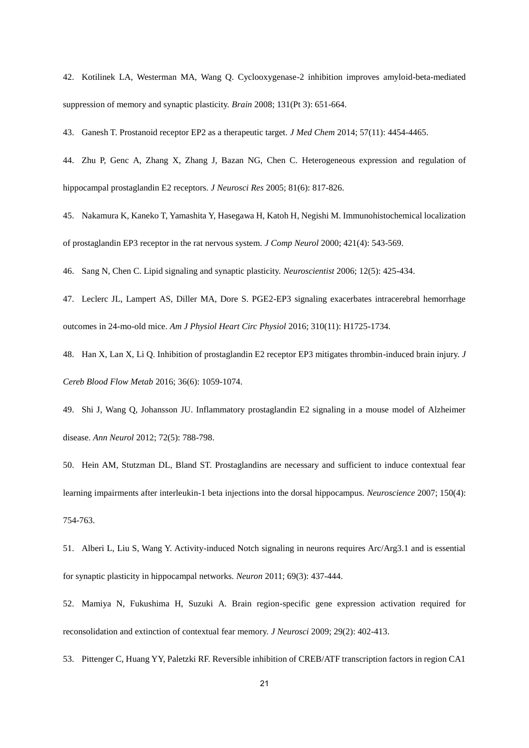42. Kotilinek LA, Westerman MA, Wang Q. Cyclooxygenase-2 inhibition improves amyloid-beta-mediated suppression of memory and synaptic plasticity. *Brain* 2008; 131(Pt 3): 651-664.

43. Ganesh T. Prostanoid receptor EP2 as a therapeutic target. *J Med Chem* 2014; 57(11): 4454-4465.

44. Zhu P, Genc A, Zhang X, Zhang J, Bazan NG, Chen C. Heterogeneous expression and regulation of hippocampal prostaglandin E2 receptors. *J Neurosci Res* 2005; 81(6): 817-826.

45. Nakamura K, Kaneko T, Yamashita Y, Hasegawa H, Katoh H, Negishi M. Immunohistochemical localization of prostaglandin EP3 receptor in the rat nervous system. *J Comp Neurol* 2000; 421(4): 543-569.

46. Sang N, Chen C. Lipid signaling and synaptic plasticity. *Neuroscientist* 2006; 12(5): 425-434.

47. Leclerc JL, Lampert AS, Diller MA, Dore S. PGE2-EP3 signaling exacerbates intracerebral hemorrhage outcomes in 24-mo-old mice. *Am J Physiol Heart Circ Physiol* 2016; 310(11): H1725-1734.

48. Han X, Lan X, Li Q. Inhibition of prostaglandin E2 receptor EP3 mitigates thrombin-induced brain injury. *J Cereb Blood Flow Metab* 2016; 36(6): 1059-1074.

49. Shi J, Wang Q, Johansson JU. Inflammatory prostaglandin E2 signaling in a mouse model of Alzheimer disease. *Ann Neurol* 2012; 72(5): 788-798.

50. Hein AM, Stutzman DL, Bland ST. Prostaglandins are necessary and sufficient to induce contextual fear learning impairments after interleukin-1 beta injections into the dorsal hippocampus. *Neuroscience* 2007; 150(4): 754-763.

51. Alberi L, Liu S, Wang Y. Activity-induced Notch signaling in neurons requires Arc/Arg3.1 and is essential for synaptic plasticity in hippocampal networks. *Neuron* 2011; 69(3): 437-444.

52. Mamiya N, Fukushima H, Suzuki A. Brain region-specific gene expression activation required for reconsolidation and extinction of contextual fear memory. *J Neurosci* 2009; 29(2): 402-413.

53. Pittenger C, Huang YY, Paletzki RF. Reversible inhibition of CREB/ATF transcription factors in region CA1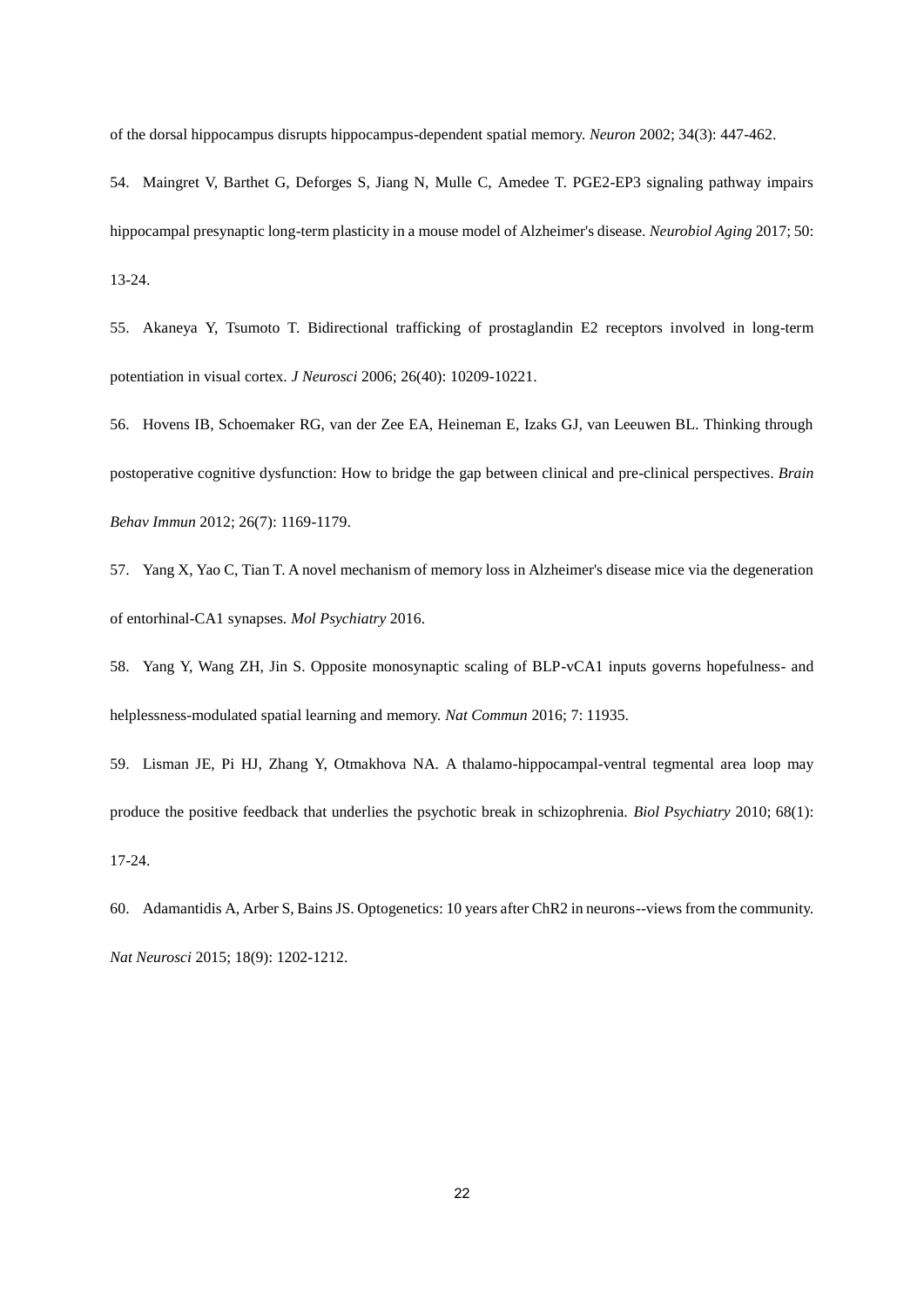of the dorsal hippocampus disrupts hippocampus-dependent spatial memory. *Neuron* 2002; 34(3): 447-462.

54. Maingret V, Barthet G, Deforges S, Jiang N, Mulle C, Amedee T. PGE2-EP3 signaling pathway impairs hippocampal presynaptic long-term plasticity in a mouse model of Alzheimer's disease. *Neurobiol Aging* 2017; 50: 13-24.

55. Akaneya Y, Tsumoto T. Bidirectional trafficking of prostaglandin E2 receptors involved in long-term potentiation in visual cortex. *J Neurosci* 2006; 26(40): 10209-10221.

56. Hovens IB, Schoemaker RG, van der Zee EA, Heineman E, Izaks GJ, van Leeuwen BL. Thinking through postoperative cognitive dysfunction: How to bridge the gap between clinical and pre-clinical perspectives. *Brain Behav Immun* 2012; 26(7): 1169-1179.

57. Yang X, Yao C, Tian T. A novel mechanism of memory loss in Alzheimer's disease mice via the degeneration of entorhinal-CA1 synapses. *Mol Psychiatry* 2016.

58. Yang Y, Wang ZH, Jin S. Opposite monosynaptic scaling of BLP-vCA1 inputs governs hopefulness- and helplessness-modulated spatial learning and memory. *Nat Commun* 2016; 7: 11935.

59. Lisman JE, Pi HJ, Zhang Y, Otmakhova NA. A thalamo-hippocampal-ventral tegmental area loop may produce the positive feedback that underlies the psychotic break in schizophrenia. *Biol Psychiatry* 2010; 68(1): 17-24.

60. Adamantidis A, Arber S, Bains JS. Optogenetics: 10 years after ChR2 in neurons--views from the community. *Nat Neurosci* 2015; 18(9): 1202-1212.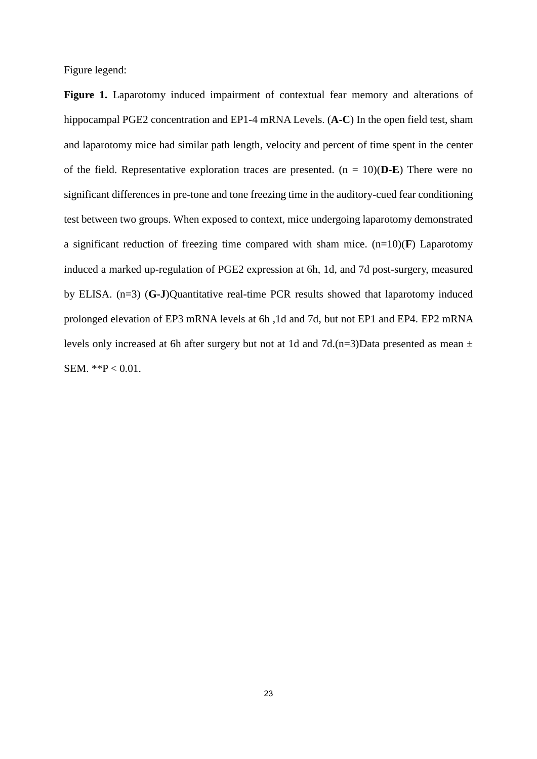Figure legend:

**Figure 1.** Laparotomy induced impairment of contextual fear memory and alterations of hippocampal PGE2 concentration and EP1-4 mRNA Levels. (**A-C**) In the open field test, sham and laparotomy mice had similar path length, velocity and percent of time spent in the center of the field. Representative exploration traces are presented. (n = 10)(**D-E**) There were no significant differences in pre-tone and tone freezing time in the auditory-cued fear conditioning test between two groups. When exposed to context, mice undergoing laparotomy demonstrated a significant reduction of freezing time compared with sham mice. (n=10)(**F**) Laparotomy induced a marked up-regulation of PGE2 expression at 6h, 1d, and 7d post-surgery, measured by ELISA. (n=3) (**G-J**)Quantitative real-time PCR results showed that laparotomy induced prolonged elevation of EP3 mRNA levels at 6h ,1d and 7d, but not EP1 and EP4. EP2 mRNA levels only increased at 6h after surgery but not at 1d and 7d.(n=3)Data presented as mean ± SEM. **P < 0.01.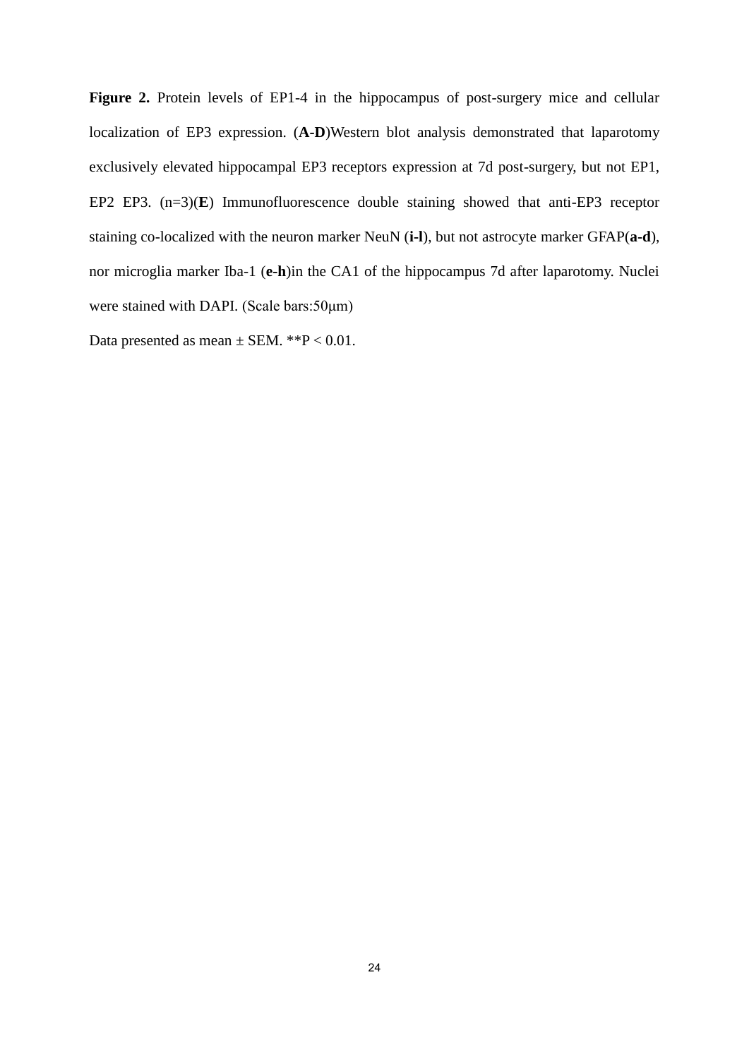**Figure 2.** Protein levels of EP1-4 in the hippocampus of post-surgery mice and cellular localization of EP3 expression. (**A**-**D**)Western blot analysis demonstrated that laparotomy exclusively elevated hippocampal EP3 receptors expression at 7d post-surgery, but not EP1, EP2 EP3. (n=3)(**E**) Immunofluorescence double staining showed that anti-EP3 receptor staining co-localized with the neuron marker NeuN (**i-l**), but not astrocyte marker GFAP(**a-d**), nor microglia marker Iba-1 (**e-h**)in the CA1 of the hippocampus 7d after laparotomy. Nuclei were stained with DAPI. (Scale bars:50μm)

Data presented as mean ± SEM. **P < 0.01.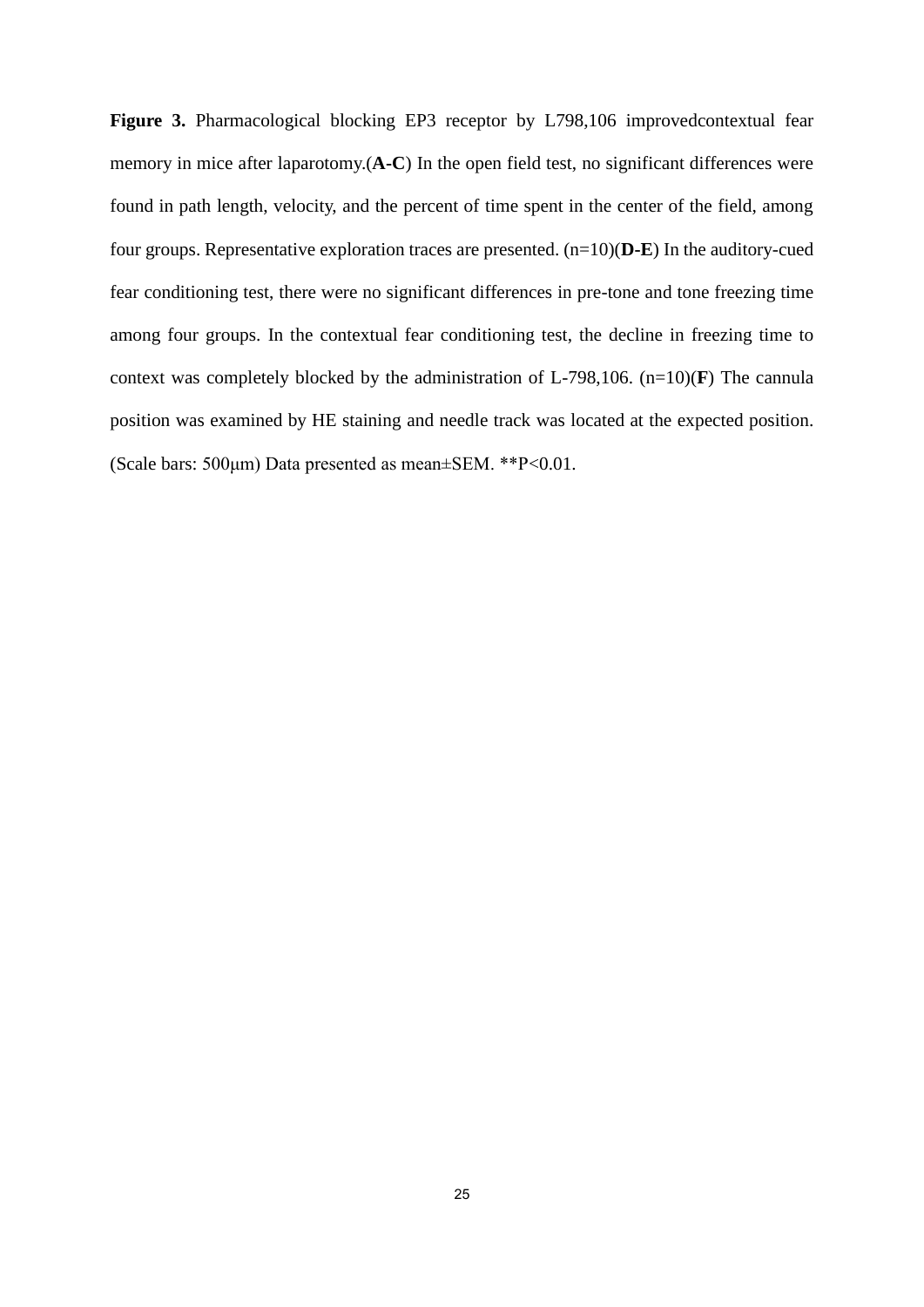**Figure 3.** Pharmacological blocking EP3 receptor by L798,106 improvedcontextual fear memory in mice after laparotomy.(**A-C**) In the open field test, no significant differences were found in path length, velocity, and the percent of time spent in the center of the field, among four groups. Representative exploration traces are presented. (n=10)(**D-E**) In the auditory-cued fear conditioning test, there were no significant differences in pre-tone and tone freezing time among four groups. In the contextual fear conditioning test, the decline in freezing time to context was completely blocked by the administration of L-798,106. (n=10)(**F**) The cannula position was examined by HE staining and needle track was located at the expected position. (Scale bars: 500μm) Data presented as mean±SEM. **P<0.01.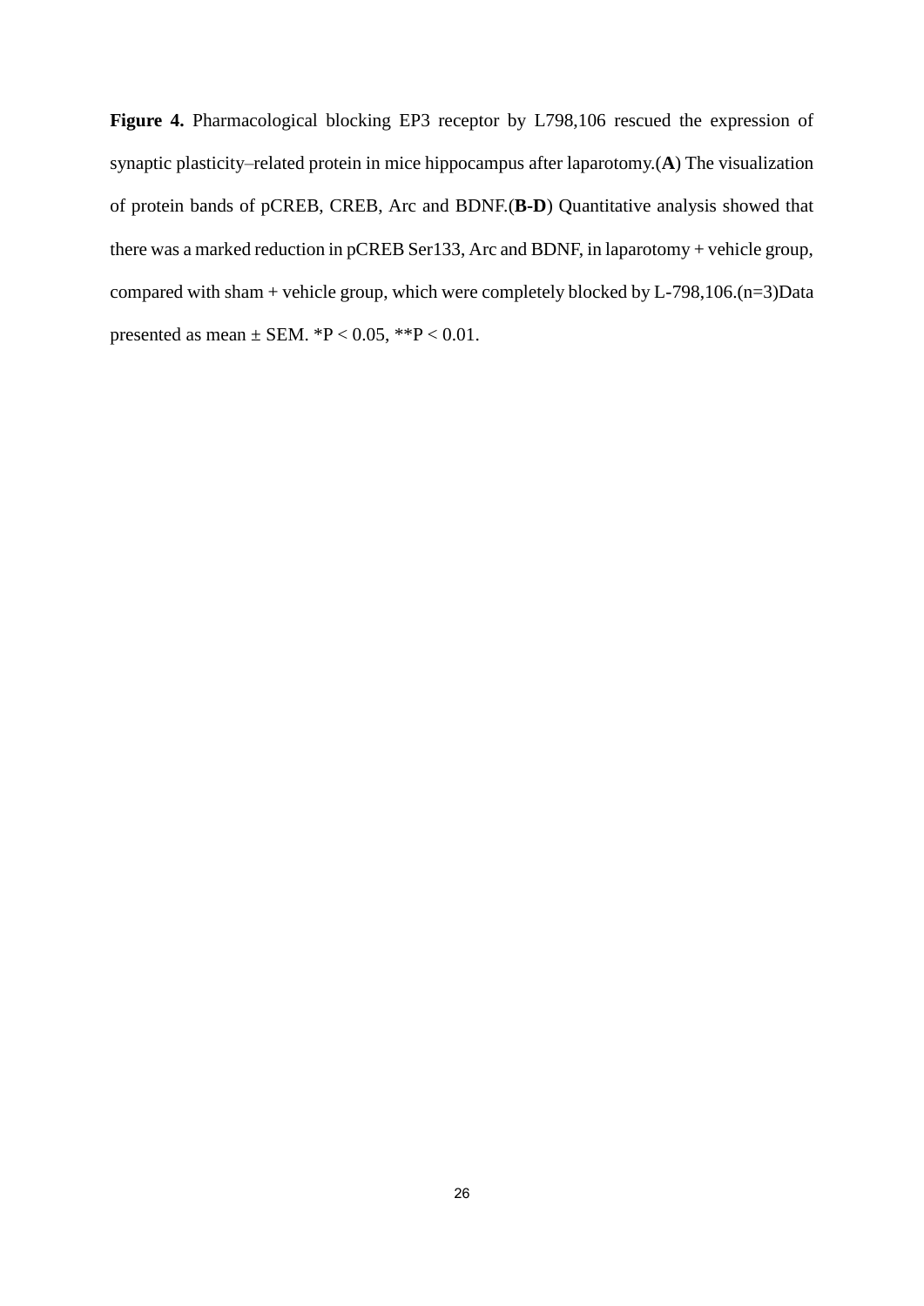**Figure 4.** Pharmacological blocking EP3 receptor by L798,106 rescued the expression of synaptic plasticity–related protein in mice hippocampus after laparotomy.(**A**) The visualization of protein bands of pCREB, CREB, Arc and BDNF.(**B-D**) Quantitative analysis showed that there was a marked reduction in pCREB Ser133, Arc and BDNF, in laparotomy + vehicle group, compared with sham + vehicle group, which were completely blocked by L-798,106.(n=3)Data presented as mean ± SEM. $*P < 0.05$, $**P < 0.01$.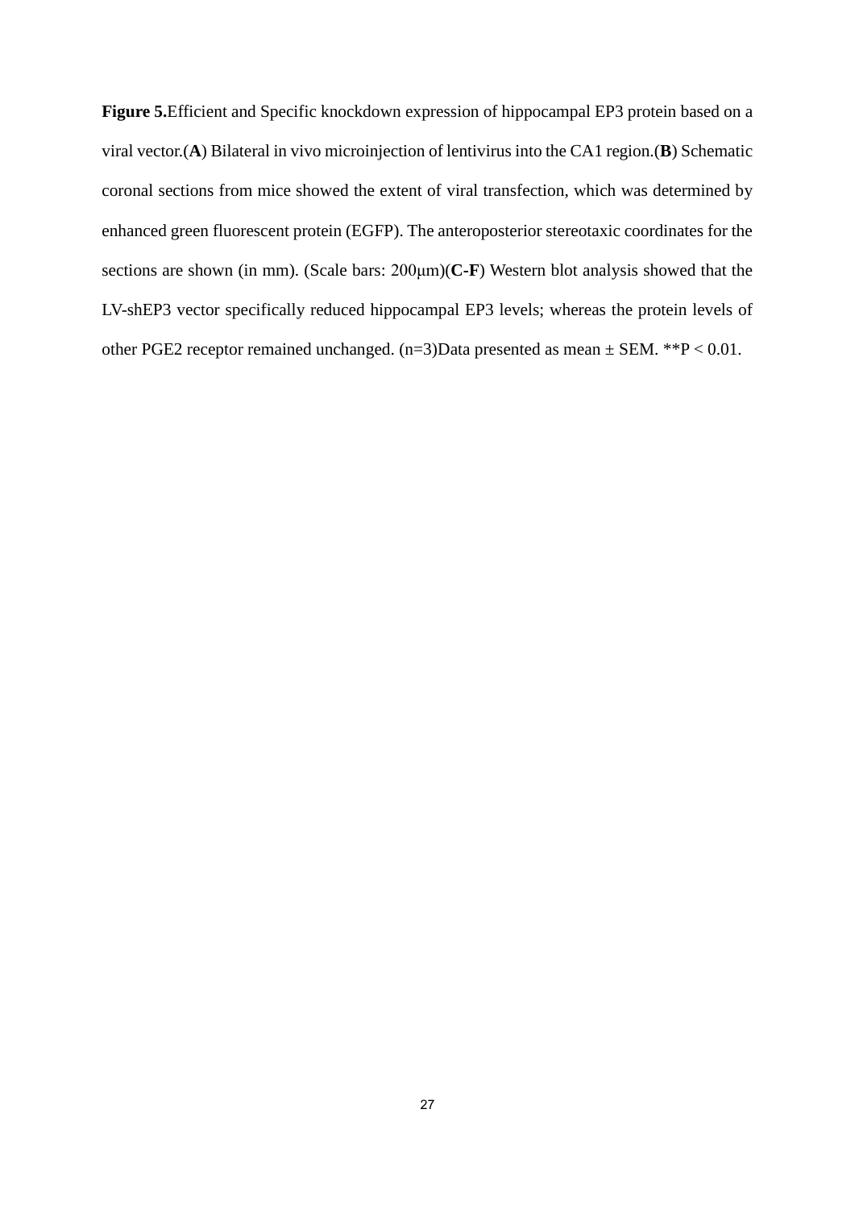**Figure 5.**Efficient and Specific knockdown expression of hippocampal EP3 protein based on a viral vector.(**A**) Bilateral in vivo microinjection of lentivirus into the CA1 region.(**B**) Schematic coronal sections from mice showed the extent of viral transfection, which was determined by enhanced green fluorescent protein (EGFP). The anteroposterior stereotaxic coordinates for the sections are shown (in mm). (Scale bars: 200μm)(**C**-**F**) Western blot analysis showed that the LV-shEP3 vector specifically reduced hippocampal EP3 levels; whereas the protein levels of other PGE2 receptor remained unchanged. (n=3)Data presented as mean ± SEM. **P < 0.01.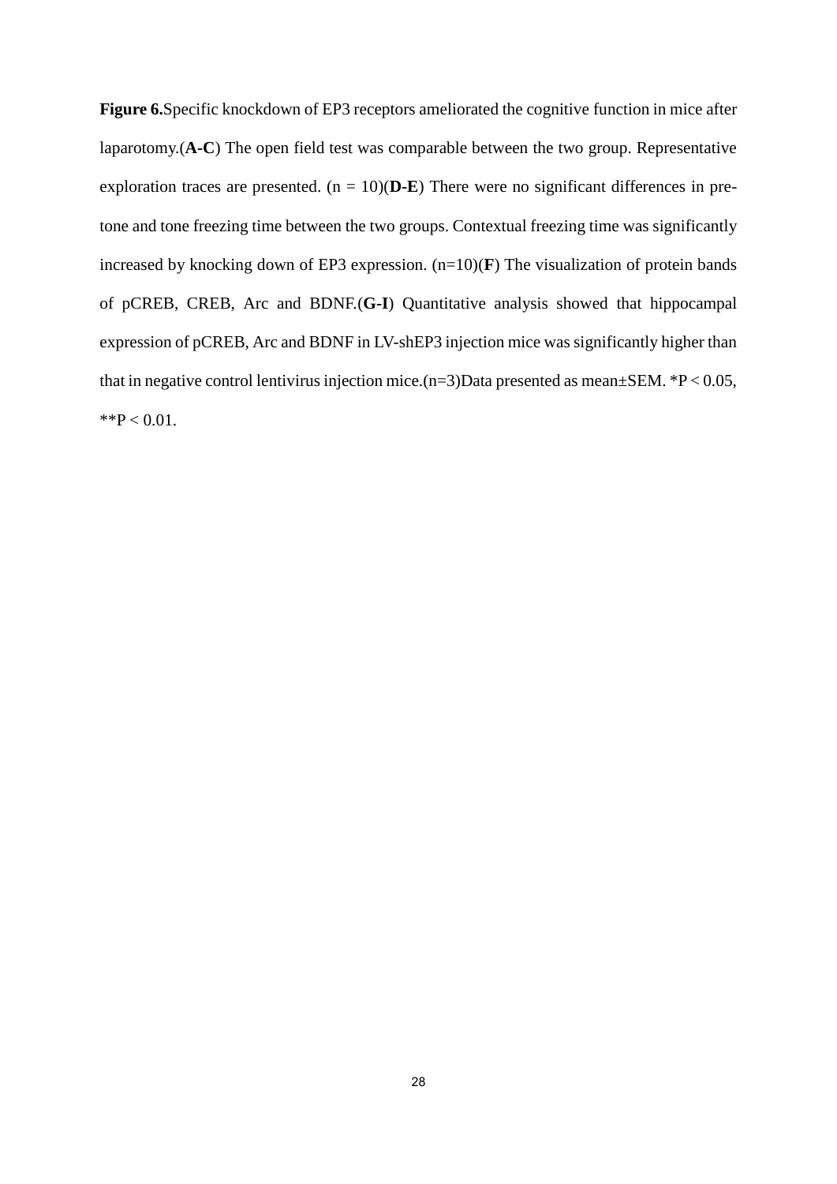**Figure 6.**Specific knockdown of EP3 receptors ameliorated the cognitive function in mice after laparotomy.(**A-C**) The open field test was comparable between the two group. Representative exploration traces are presented. (n = 10)(**D-E**) There were no significant differences in pre-tone and tone freezing time between the two groups. Contextual freezing time was significantly increased by knocking down of EP3 expression. (n=10)(**F**) The visualization of protein bands of pCREB, CREB, Arc and BDNF.(**G-I**) Quantitative analysis showed that hippocampal expression of pCREB, Arc and BDNF in LV-shEP3 injection mice was significantly higher than that in negative control lentivirus injection mice.(n=3)Data presented as mean±SEM. *P < 0.05, **P < 0.01.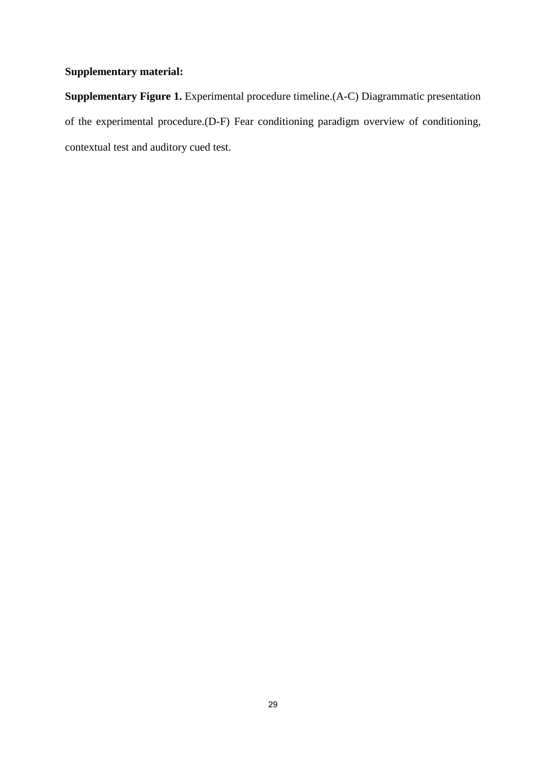**Supplementary material:**

**Supplementary Figure 1.** Experimental procedure timeline.(A-C) Diagrammatic presentation of the experimental procedure.(D-F) Fear conditioning paradigm overview of conditioning, contextual test and auditory cued test.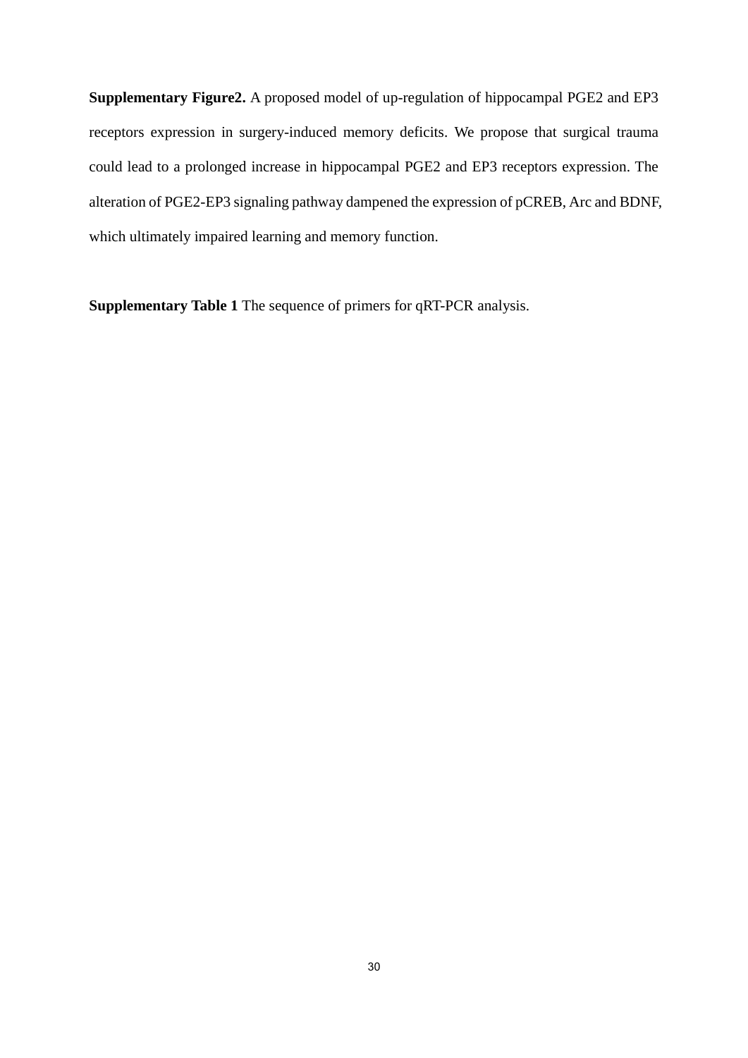**Supplementary Figure2.** A proposed model of up-regulation of hippocampal PGE2 and EP3 receptors expression in surgery-induced memory deficits. We propose that surgical trauma could lead to a prolonged increase in hippocampal PGE2 and EP3 receptors expression. The alteration of PGE2-EP3 signaling pathway dampened the expression of pCREB, Arc and BDNF, which ultimately impaired learning and memory function.

**Supplementary Table 1** The sequence of primers for qRT-PCR analysis.